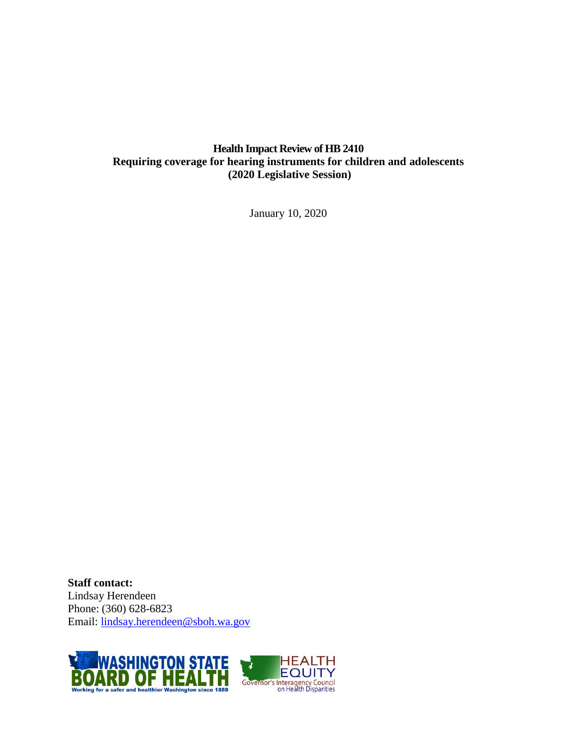# Health Impact Review of HB 2410
## Requiring coverage for hearing instruments for children and adolescents
## (2020 Legislative Session)

January 10, 2020

**Staff contact:**
Lindsay Herendeen
Phone: (360) 628-6823
Email: [lindsay.herendeen@sboh.wa.gov](mailto:lindsay.herendeen@sboh.wa.gov)

WASHINGTON STATE BOARD OF HEALTH
Working for a safer and healthier Washington since 1889

HEALTH EQUITY
Governor's Interagency Council on Health Disparities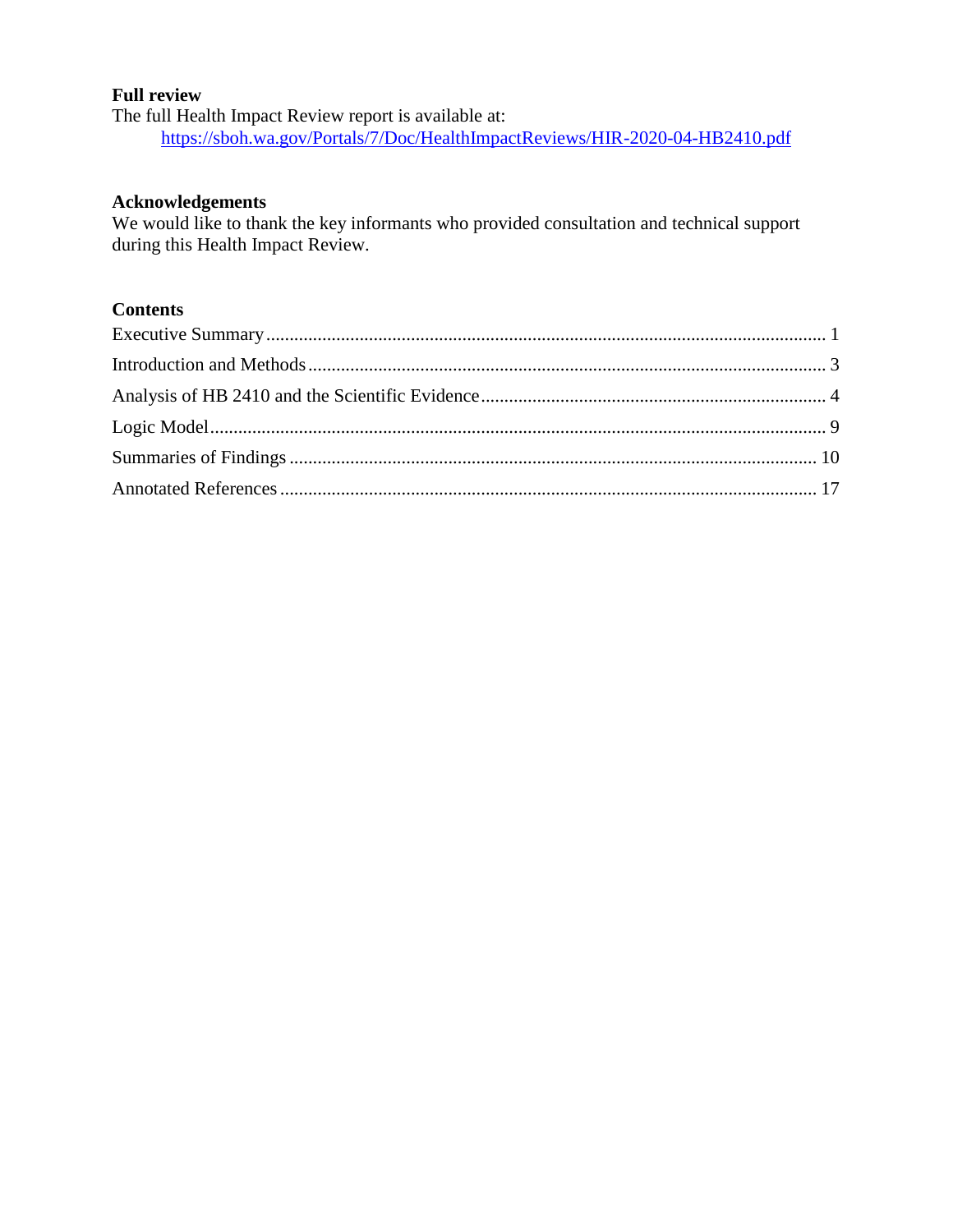**Full review**

The full Health Impact Review report is available at:

https://sboh.wa.gov/Portals/7/Doc/HealthImpactReviews/HIR-2020-04-HB2410.pdf

**Acknowledgements**

We would like to thank the key informants who provided consultation and technical support during this Health Impact Review.

**Contents**

Executive Summary ........................................................................................................ 1

Introduction and Methods ............................................................................................... 3

Analysis of HB 2410 and the Scientific Evidence ........................................................... 4

Logic Model .................................................................................................................... 9

Summaries of Findings .................................................................................................. 10

Annotated References ................................................................................................... 17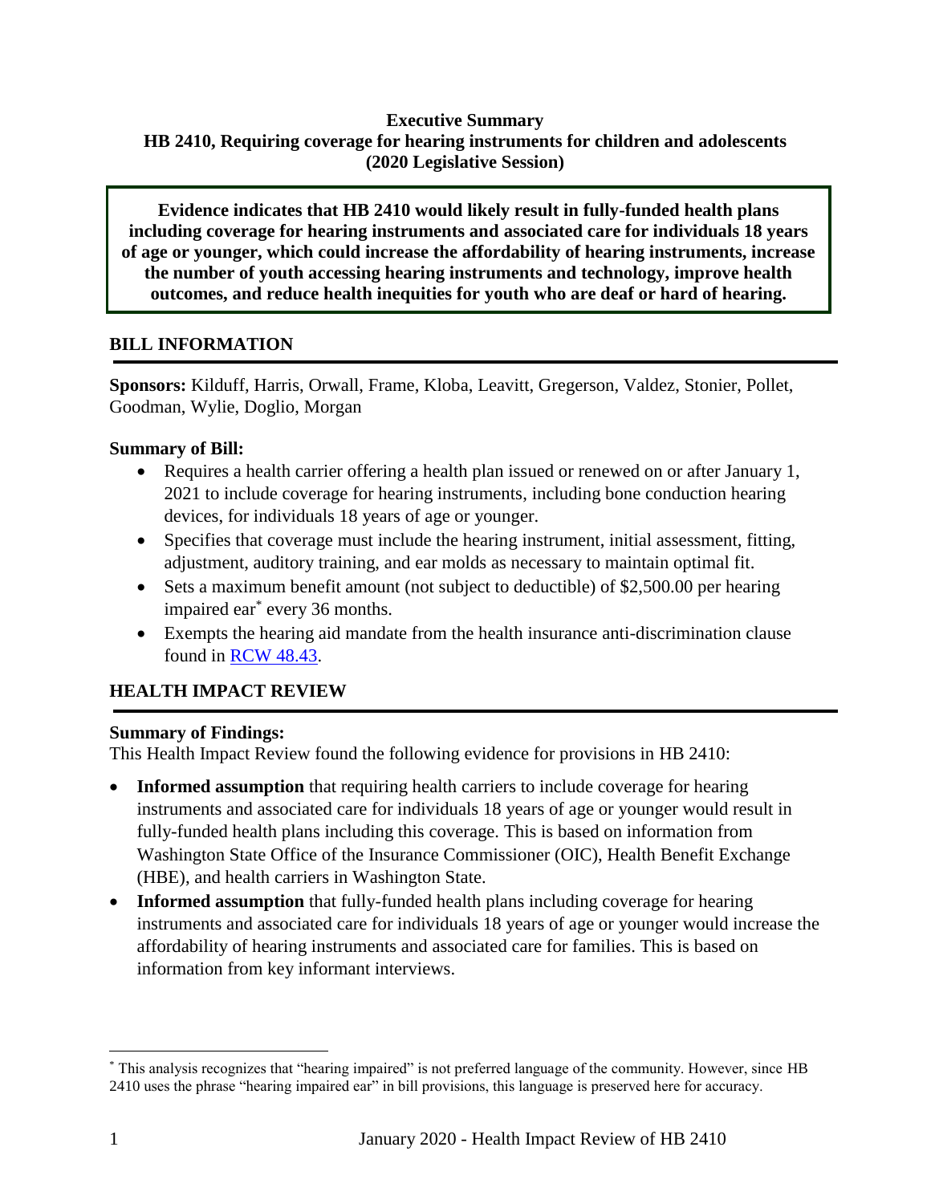**Executive Summary**
**HB 2410, Requiring coverage for hearing instruments for children and adolescents**
**(2020 Legislative Session)**

**Evidence indicates that HB 2410 would likely result in fully-funded health plans including coverage for hearing instruments and associated care for individuals 18 years of age or younger, which could increase the affordability of hearing instruments, increase the number of youth accessing hearing instruments and technology, improve health outcomes, and reduce health inequities for youth who are deaf or hard of hearing.**

## BILL INFORMATION

**Sponsors:** Kilduff, Harris, Orwall, Frame, Kloba, Leavitt, Gregerson, Valdez, Stonier, Pollet, Goodman, Wylie, Doglio, Morgan

**Summary of Bill:**

- Requires a health carrier offering a health plan issued or renewed on or after January 1, 2021 to include coverage for hearing instruments, including bone conduction hearing devices, for individuals 18 years of age or younger.
- Specifies that coverage must include the hearing instrument, initial assessment, fitting, adjustment, auditory training, and ear molds as necessary to maintain optimal fit.
- Sets a maximum benefit amount (not subject to deductible) of $2,500.00 per hearing impaired ear* every 36 months.
- Exempts the hearing aid mandate from the health insurance anti-discrimination clause found in RCW 48.43.

## HEALTH IMPACT REVIEW

**Summary of Findings:**
This Health Impact Review found the following evidence for provisions in HB 2410:

- **Informed assumption** that requiring health carriers to include coverage for hearing instruments and associated care for individuals 18 years of age or younger would result in fully-funded health plans including this coverage. This is based on information from Washington State Office of the Insurance Commissioner (OIC), Health Benefit Exchange (HBE), and health carriers in Washington State.
- **Informed assumption** that fully-funded health plans including coverage for hearing instruments and associated care for individuals 18 years of age or younger would increase the affordability of hearing instruments and associated care for families. This is based on information from key informant interviews.

* This analysis recognizes that "hearing impaired" is not preferred language of the community. However, since HB 2410 uses the phrase "hearing impaired ear" in bill provisions, this language is preserved here for accuracy.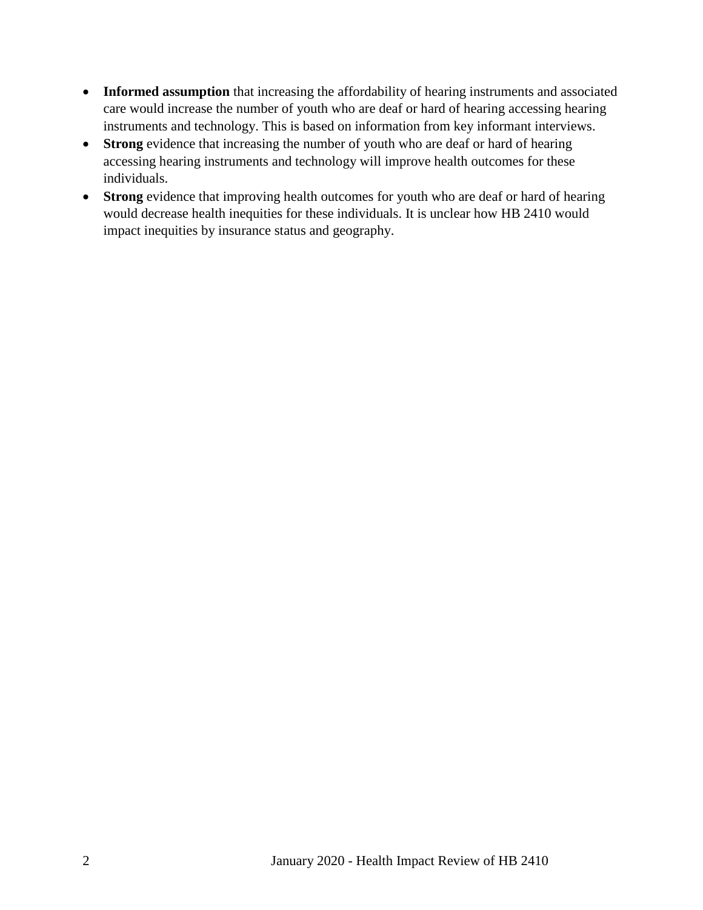- **Informed assumption** that increasing the affordability of hearing instruments and associated care would increase the number of youth who are deaf or hard of hearing accessing hearing instruments and technology. This is based on information from key informant interviews.
- **Strong** evidence that increasing the number of youth who are deaf or hard of hearing accessing hearing instruments and technology will improve health outcomes for these individuals.
- **Strong** evidence that improving health outcomes for youth who are deaf or hard of hearing would decrease health inequities for these individuals. It is unclear how HB 2410 would impact inequities by insurance status and geography.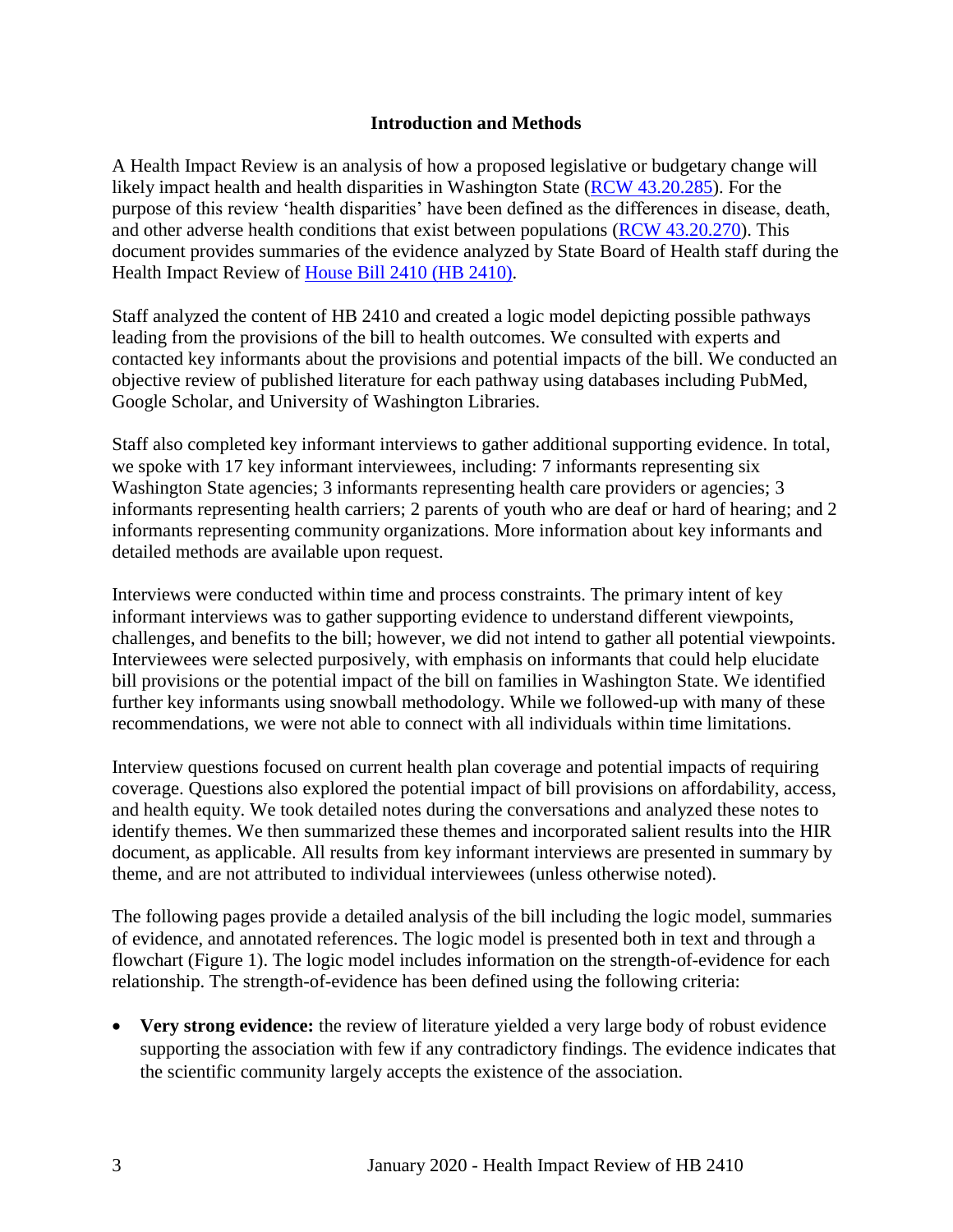## Introduction and Methods

A Health Impact Review is an analysis of how a proposed legislative or budgetary change will likely impact health and health disparities in Washington State (RCW 43.20.285). For the purpose of this review 'health disparities' have been defined as the differences in disease, death, and other adverse health conditions that exist between populations (RCW 43.20.270). This document provides summaries of the evidence analyzed by State Board of Health staff during the Health Impact Review of House Bill 2410 (HB 2410).

Staff analyzed the content of HB 2410 and created a logic model depicting possible pathways leading from the provisions of the bill to health outcomes. We consulted with experts and contacted key informants about the provisions and potential impacts of the bill. We conducted an objective review of published literature for each pathway using databases including PubMed, Google Scholar, and University of Washington Libraries.

Staff also completed key informant interviews to gather additional supporting evidence. In total, we spoke with 17 key informant interviewees, including: 7 informants representing six Washington State agencies; 3 informants representing health care providers or agencies; 3 informants representing health carriers; 2 parents of youth who are deaf or hard of hearing; and 2 informants representing community organizations. More information about key informants and detailed methods are available upon request.

Interviews were conducted within time and process constraints. The primary intent of key informant interviews was to gather supporting evidence to understand different viewpoints, challenges, and benefits to the bill; however, we did not intend to gather all potential viewpoints. Interviewees were selected purposively, with emphasis on informants that could help elucidate bill provisions or the potential impact of the bill on families in Washington State. We identified further key informants using snowball methodology. While we followed-up with many of these recommendations, we were not able to connect with all individuals within time limitations.

Interview questions focused on current health plan coverage and potential impacts of requiring coverage. Questions also explored the potential impact of bill provisions on affordability, access, and health equity. We took detailed notes during the conversations and analyzed these notes to identify themes. We then summarized these themes and incorporated salient results into the HIR document, as applicable. All results from key informant interviews are presented in summary by theme, and are not attributed to individual interviewees (unless otherwise noted).

The following pages provide a detailed analysis of the bill including the logic model, summaries of evidence, and annotated references. The logic model is presented both in text and through a flowchart (Figure 1). The logic model includes information on the strength-of-evidence for each relationship. The strength-of-evidence has been defined using the following criteria:

- **Very strong evidence:** the review of literature yielded a very large body of robust evidence supporting the association with few if any contradictory findings. The evidence indicates that the scientific community largely accepts the existence of the association.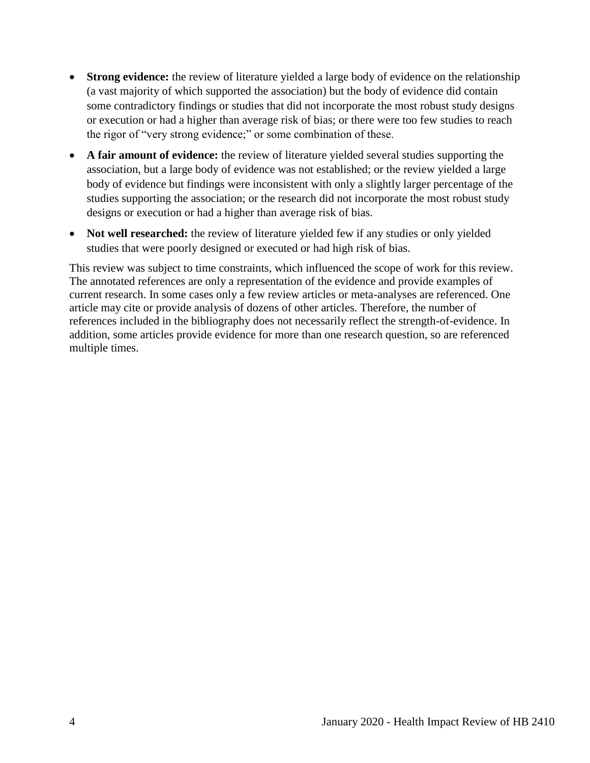- **Strong evidence:** the review of literature yielded a large body of evidence on the relationship (a vast majority of which supported the association) but the body of evidence did contain some contradictory findings or studies that did not incorporate the most robust study designs or execution or had a higher than average risk of bias; or there were too few studies to reach the rigor of "very strong evidence;" or some combination of these.
- **A fair amount of evidence:** the review of literature yielded several studies supporting the association, but a large body of evidence was not established; or the review yielded a large body of evidence but findings were inconsistent with only a slightly larger percentage of the studies supporting the association; or the research did not incorporate the most robust study designs or execution or had a higher than average risk of bias.
- **Not well researched:** the review of literature yielded few if any studies or only yielded studies that were poorly designed or executed or had high risk of bias.

This review was subject to time constraints, which influenced the scope of work for this review. The annotated references are only a representation of the evidence and provide examples of current research. In some cases only a few review articles or meta-analyses are referenced. One article may cite or provide analysis of dozens of other articles. Therefore, the number of references included in the bibliography does not necessarily reflect the strength-of-evidence. In addition, some articles provide evidence for more than one research question, so are referenced multiple times.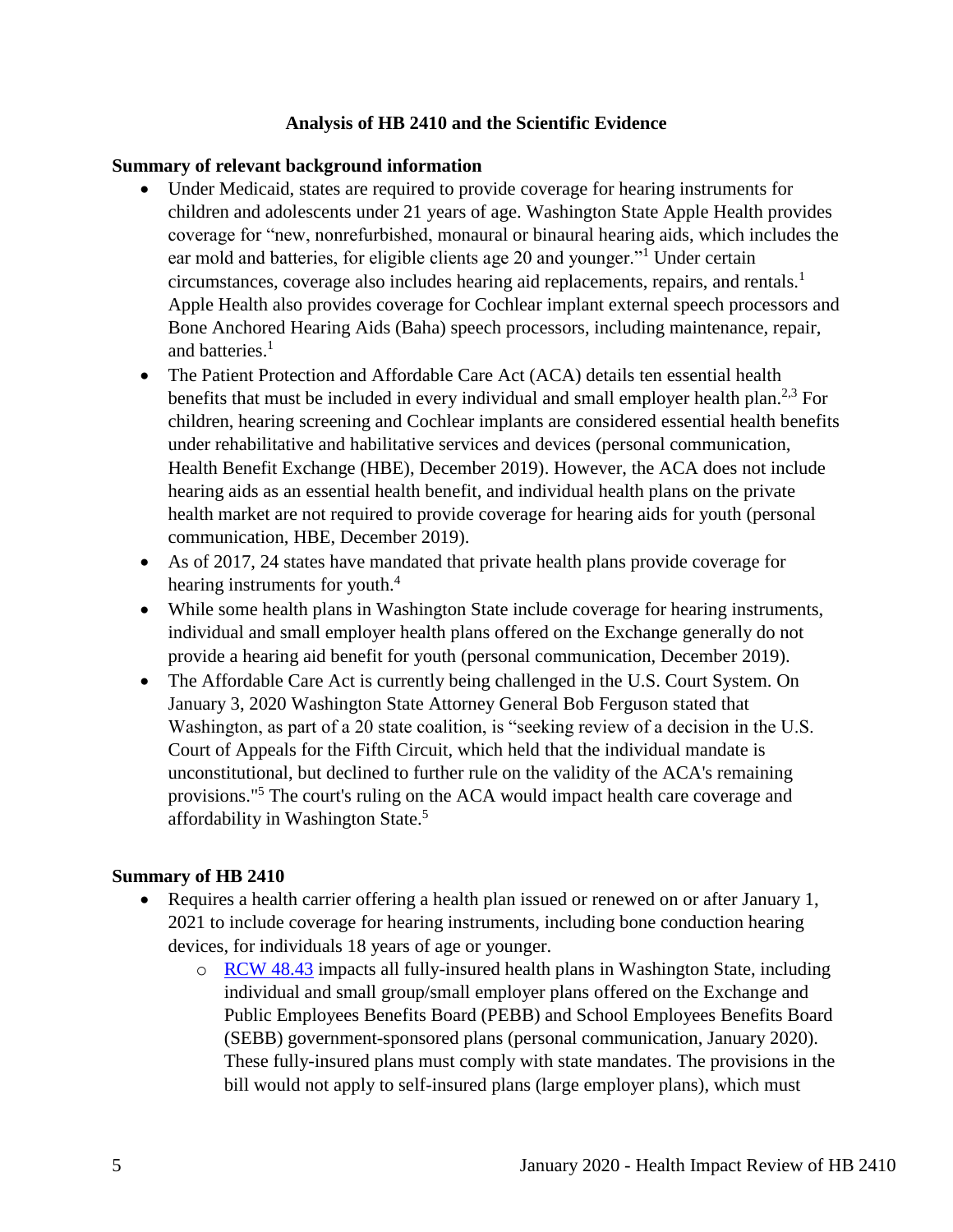## Analysis of HB 2410 and the Scientific Evidence

### Summary of relevant background information

- Under Medicaid, states are required to provide coverage for hearing instruments for children and adolescents under 21 years of age. Washington State Apple Health provides coverage for "new, nonrefurbished, monaural or binaural hearing aids, which includes the ear mold and batteries, for eligible clients age 20 and younger."[1] Under certain circumstances, coverage also includes hearing aid replacements, repairs, and rentals.[1] Apple Health also provides coverage for Cochlear implant external speech processors and Bone Anchored Hearing Aids (Baha) speech processors, including maintenance, repair, and batteries.[1]
- The Patient Protection and Affordable Care Act (ACA) details ten essential health benefits that must be included in every individual and small employer health plan.[2,3] For children, hearing screening and Cochlear implants are considered essential health benefits under rehabilitative and habilitative services and devices (personal communication, Health Benefit Exchange (HBE), December 2019). However, the ACA does not include hearing aids as an essential health benefit, and individual health plans on the private health market are not required to provide coverage for hearing aids for youth (personal communication, HBE, December 2019).
- As of 2017, 24 states have mandated that private health plans provide coverage for hearing instruments for youth.[4]
- While some health plans in Washington State include coverage for hearing instruments, individual and small employer health plans offered on the Exchange generally do not provide a hearing aid benefit for youth (personal communication, December 2019).
- The Affordable Care Act is currently being challenged in the U.S. Court System. On January 3, 2020 Washington State Attorney General Bob Ferguson stated that Washington, as part of a 20 state coalition, is "seeking review of a decision in the U.S. Court of Appeals for the Fifth Circuit, which held that the individual mandate is unconstitutional, but declined to further rule on the validity of the ACA's remaining provisions."[5] The court's ruling on the ACA would impact health care coverage and affordability in Washington State.[5]

### Summary of HB 2410

- Requires a health carrier offering a health plan issued or renewed on or after January 1, 2021 to include coverage for hearing instruments, including bone conduction hearing devices, for individuals 18 years of age or younger.
  - [RCW 48.43](RCW 48.43) impacts all fully-insured health plans in Washington State, including individual and small group/small employer plans offered on the Exchange and Public Employees Benefits Board (PEBB) and School Employees Benefits Board (SEBB) government-sponsored plans (personal communication, January 2020). These fully-insured plans must comply with state mandates. The provisions in the bill would not apply to self-insured plans (large employer plans), which must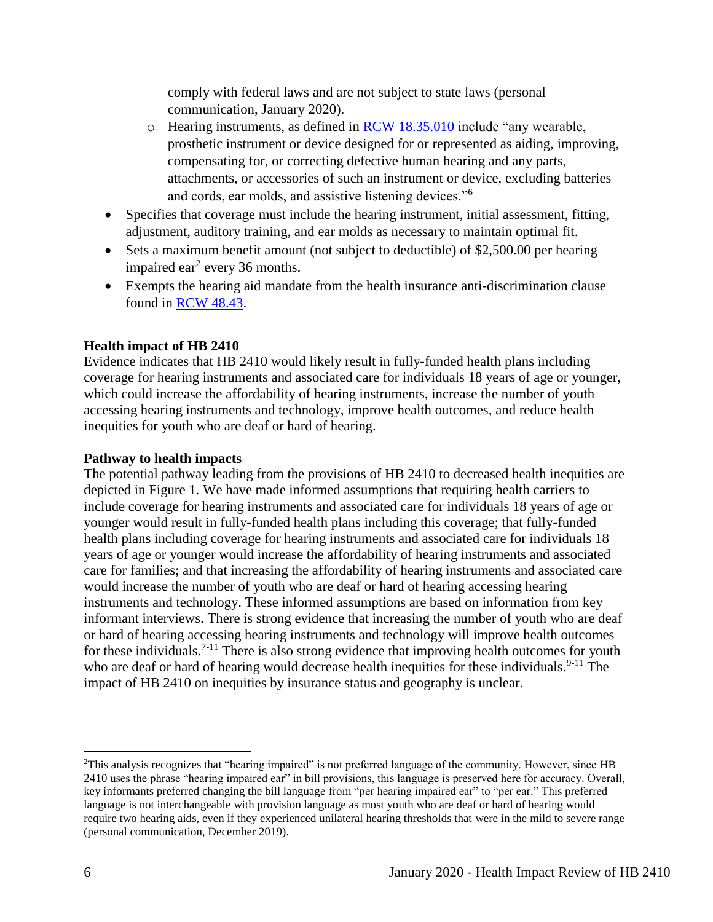comply with federal laws and are not subject to state laws (personal communication, January 2020).

  - Hearing instruments, as defined in RCW 18.35.010 include "any wearable, prosthetic instrument or device designed for or represented as aiding, improving, compensating for, or correcting defective human hearing and any parts, attachments, or accessories of such an instrument or device, excluding batteries and cords, ear molds, and assistive listening devices."[6]
- Specifies that coverage must include the hearing instrument, initial assessment, fitting, adjustment, auditory training, and ear molds as necessary to maintain optimal fit.
- Sets a maximum benefit amount (not subject to deductible) of $2,500.00 per hearing impaired ear[2] every 36 months.
- Exempts the hearing aid mandate from the health insurance anti-discrimination clause found in RCW 48.43.

**Health impact of HB 2410**

Evidence indicates that HB 2410 would likely result in fully-funded health plans including coverage for hearing instruments and associated care for individuals 18 years of age or younger, which could increase the affordability of hearing instruments, increase the number of youth accessing hearing instruments and technology, improve health outcomes, and reduce health inequities for youth who are deaf or hard of hearing.

**Pathway to health impacts**

The potential pathway leading from the provisions of HB 2410 to decreased health inequities are depicted in Figure 1. We have made informed assumptions that requiring health carriers to include coverage for hearing instruments and associated care for individuals 18 years of age or younger would result in fully-funded health plans including this coverage; that fully-funded health plans including coverage for hearing instruments and associated care for individuals 18 years of age or younger would increase the affordability of hearing instruments and associated care for families; and that increasing the affordability of hearing instruments and associated care would increase the number of youth who are deaf or hard of hearing accessing hearing instruments and technology. These informed assumptions are based on information from key informant interviews. There is strong evidence that increasing the number of youth who are deaf or hard of hearing accessing hearing instruments and technology will improve health outcomes for these individuals.[7-11] There is also strong evidence that improving health outcomes for youth who are deaf or hard of hearing would decrease health inequities for these individuals.[9-11] The impact of HB 2410 on inequities by insurance status and geography is unclear.

---

[2]This analysis recognizes that "hearing impaired" is not preferred language of the community. However, since HB 2410 uses the phrase "hearing impaired ear" in bill provisions, this language is preserved here for accuracy. Overall, key informants preferred changing the bill language from "per hearing impaired ear" to "per ear." This preferred language is not interchangeable with provision language as most youth who are deaf or hard of hearing would require two hearing aids, even if they experienced unilateral hearing thresholds that were in the mild to severe range (personal communication, December 2019).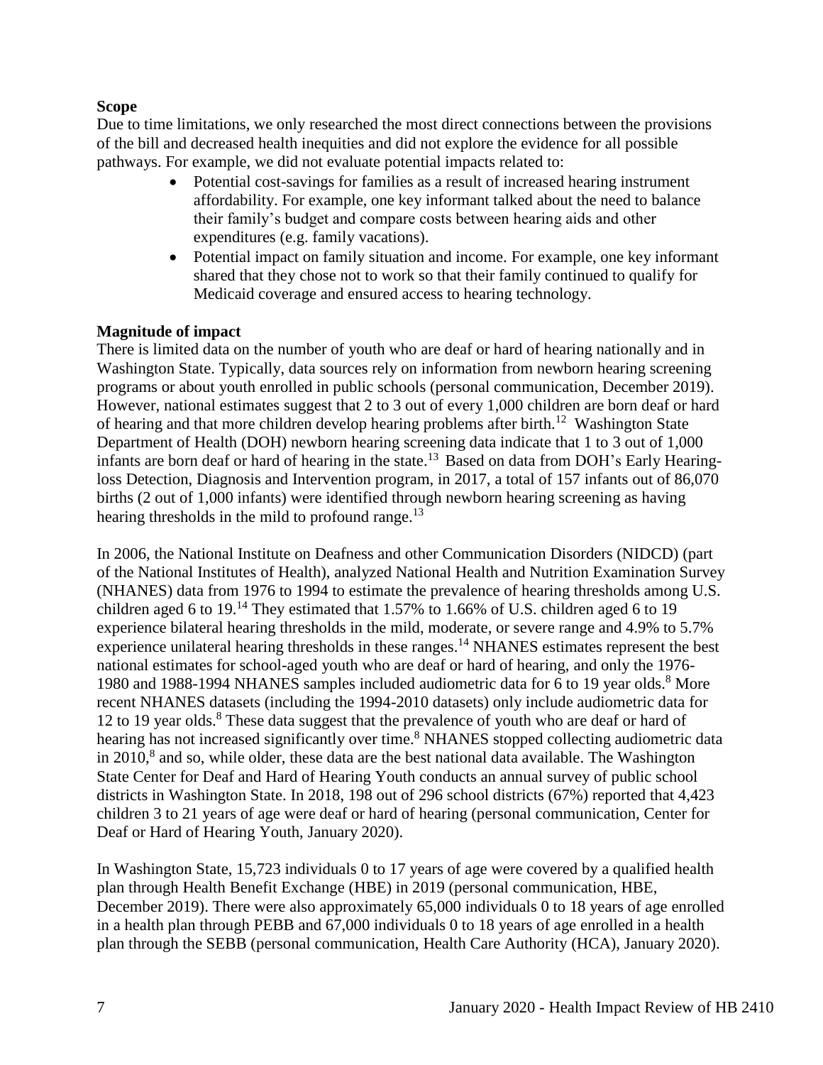**Scope**

Due to time limitations, we only researched the most direct connections between the provisions of the bill and decreased health inequities and did not explore the evidence for all possible pathways. For example, we did not evaluate potential impacts related to:

- Potential cost-savings for families as a result of increased hearing instrument affordability. For example, one key informant talked about the need to balance their family's budget and compare costs between hearing aids and other expenditures (e.g. family vacations).
- Potential impact on family situation and income. For example, one key informant shared that they chose not to work so that their family continued to qualify for Medicaid coverage and ensured access to hearing technology.

**Magnitude of impact**

There is limited data on the number of youth who are deaf or hard of hearing nationally and in Washington State. Typically, data sources rely on information from newborn hearing screening programs or about youth enrolled in public schools (personal communication, December 2019). However, national estimates suggest that 2 to 3 out of every 1,000 children are born deaf or hard of hearing and that more children develop hearing problems after birth.[12] Washington State Department of Health (DOH) newborn hearing screening data indicate that 1 to 3 out of 1,000 infants are born deaf or hard of hearing in the state.[13] Based on data from DOH's Early Hearing-loss Detection, Diagnosis and Intervention program, in 2017, a total of 157 infants out of 86,070 births (2 out of 1,000 infants) were identified through newborn hearing screening as having hearing thresholds in the mild to profound range.[13]

In 2006, the National Institute on Deafness and other Communication Disorders (NIDCD) (part of the National Institutes of Health), analyzed National Health and Nutrition Examination Survey (NHANES) data from 1976 to 1994 to estimate the prevalence of hearing thresholds among U.S. children aged 6 to 19.[14] They estimated that 1.57% to 1.66% of U.S. children aged 6 to 19 experience bilateral hearing thresholds in the mild, moderate, or severe range and 4.9% to 5.7% experience unilateral hearing thresholds in these ranges.[14] NHANES estimates represent the best national estimates for school-aged youth who are deaf or hard of hearing, and only the 1976-1980 and 1988-1994 NHANES samples included audiometric data for 6 to 19 year olds.[8] More recent NHANES datasets (including the 1994-2010 datasets) only include audiometric data for 12 to 19 year olds.[8] These data suggest that the prevalence of youth who are deaf or hard of hearing has not increased significantly over time.[8] NHANES stopped collecting audiometric data in 2010,[8] and so, while older, these data are the best national data available. The Washington State Center for Deaf and Hard of Hearing Youth conducts an annual survey of public school districts in Washington State. In 2018, 198 out of 296 school districts (67%) reported that 4,423 children 3 to 21 years of age were deaf or hard of hearing (personal communication, Center for Deaf or Hard of Hearing Youth, January 2020).

In Washington State, 15,723 individuals 0 to 17 years of age were covered by a qualified health plan through Health Benefit Exchange (HBE) in 2019 (personal communication, HBE, December 2019). There were also approximately 65,000 individuals 0 to 18 years of age enrolled in a health plan through PEBB and 67,000 individuals 0 to 18 years of age enrolled in a health plan through the SEBB (personal communication, Health Care Authority (HCA), January 2020).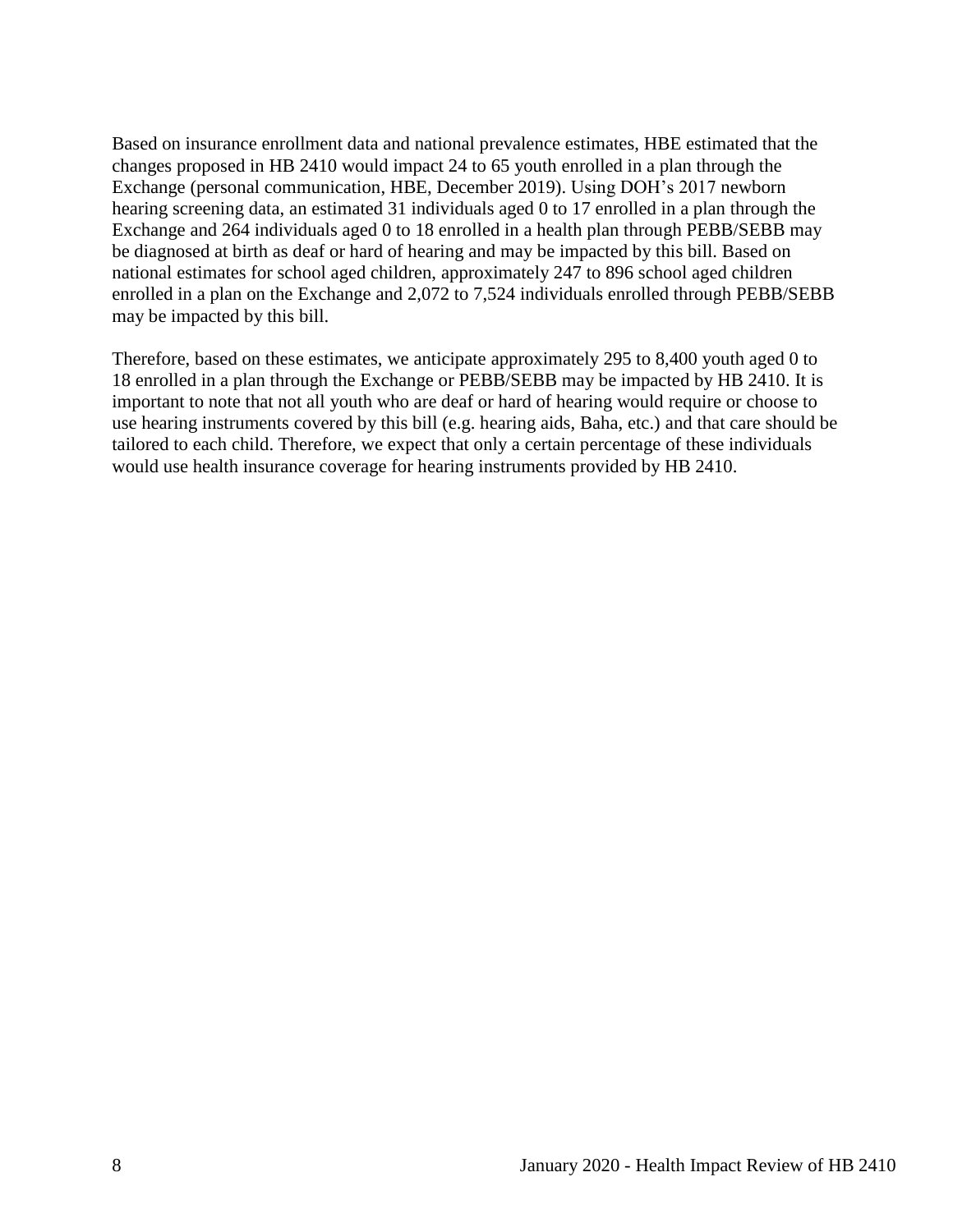Based on insurance enrollment data and national prevalence estimates, HBE estimated that the changes proposed in HB 2410 would impact 24 to 65 youth enrolled in a plan through the Exchange (personal communication, HBE, December 2019). Using DOH's 2017 newborn hearing screening data, an estimated 31 individuals aged 0 to 17 enrolled in a plan through the Exchange and 264 individuals aged 0 to 18 enrolled in a health plan through PEBB/SEBB may be diagnosed at birth as deaf or hard of hearing and may be impacted by this bill. Based on national estimates for school aged children, approximately 247 to 896 school aged children enrolled in a plan on the Exchange and 2,072 to 7,524 individuals enrolled through PEBB/SEBB may be impacted by this bill.

Therefore, based on these estimates, we anticipate approximately 295 to 8,400 youth aged 0 to 18 enrolled in a plan through the Exchange or PEBB/SEBB may be impacted by HB 2410. It is important to note that not all youth who are deaf or hard of hearing would require or choose to use hearing instruments covered by this bill (e.g. hearing aids, Baha, etc.) and that care should be tailored to each child. Therefore, we expect that only a certain percentage of these individuals would use health insurance coverage for hearing instruments provided by HB 2410.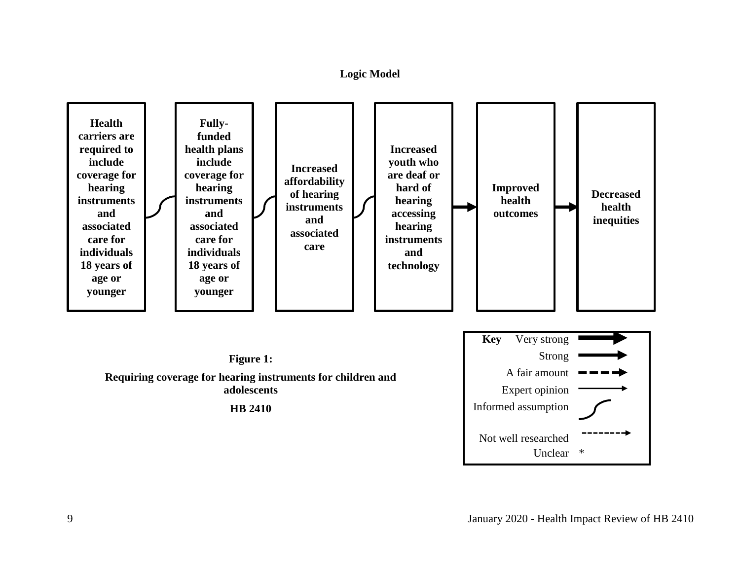**Logic Model**

Health carriers are required to include coverage for hearing instruments and associated care for individuals 18 years of age or younger

Fully-funded health plans include coverage for hearing instruments and associated care for individuals 18 years of age or younger

Increased affordability of hearing instruments and associated care

Increased youth who are deaf or hard of hearing accessing hearing instruments and technology

Improved health outcomes

Decreased health inequities

| Key | |
|---|---|
| Very strong | |
| Strong | |
| A fair amount | |
| Expert opinion | |
| Informed assumption | |
| Not well researched | |
| Unclear | * |

**Figure 1:**

**Requiring coverage for hearing instruments for children and adolescents**

**HB 2410**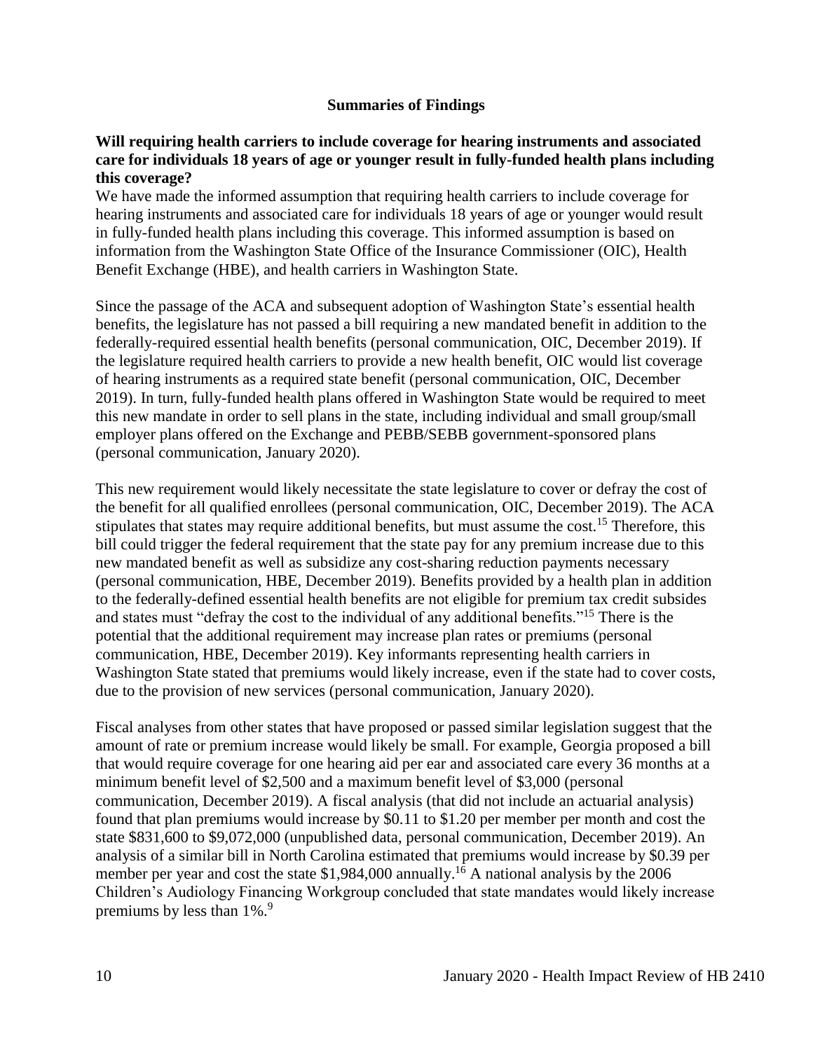## Summaries of Findings

**Will requiring health carriers to include coverage for hearing instruments and associated care for individuals 18 years of age or younger result in fully-funded health plans including this coverage?**

We have made the informed assumption that requiring health carriers to include coverage for hearing instruments and associated care for individuals 18 years of age or younger would result in fully-funded health plans including this coverage. This informed assumption is based on information from the Washington State Office of the Insurance Commissioner (OIC), Health Benefit Exchange (HBE), and health carriers in Washington State.

Since the passage of the ACA and subsequent adoption of Washington State's essential health benefits, the legislature has not passed a bill requiring a new mandated benefit in addition to the federally-required essential health benefits (personal communication, OIC, December 2019). If the legislature required health carriers to provide a new health benefit, OIC would list coverage of hearing instruments as a required state benefit (personal communication, OIC, December 2019). In turn, fully-funded health plans offered in Washington State would be required to meet this new mandate in order to sell plans in the state, including individual and small group/small employer plans offered on the Exchange and PEBB/SEBB government-sponsored plans (personal communication, January 2020).

This new requirement would likely necessitate the state legislature to cover or defray the cost of the benefit for all qualified enrollees (personal communication, OIC, December 2019). The ACA stipulates that states may require additional benefits, but must assume the cost.[15] Therefore, this bill could trigger the federal requirement that the state pay for any premium increase due to this new mandated benefit as well as subsidize any cost-sharing reduction payments necessary (personal communication, HBE, December 2019). Benefits provided by a health plan in addition to the federally-defined essential health benefits are not eligible for premium tax credit subsides and states must "defray the cost to the individual of any additional benefits."[15] There is the potential that the additional requirement may increase plan rates or premiums (personal communication, HBE, December 2019). Key informants representing health carriers in Washington State stated that premiums would likely increase, even if the state had to cover costs, due to the provision of new services (personal communication, January 2020).

Fiscal analyses from other states that have proposed or passed similar legislation suggest that the amount of rate or premium increase would likely be small. For example, Georgia proposed a bill that would require coverage for one hearing aid per ear and associated care every 36 months at a minimum benefit level of $2,500 and a maximum benefit level of $3,000 (personal communication, December 2019). A fiscal analysis (that did not include an actuarial analysis) found that plan premiums would increase by $0.11 to $1.20 per member per month and cost the state $831,600 to $9,072,000 (unpublished data, personal communication, December 2019). An analysis of a similar bill in North Carolina estimated that premiums would increase by $0.39 per member per year and cost the state $1,984,000 annually.[16] A national analysis by the 2006 Children's Audiology Financing Workgroup concluded that state mandates would likely increase premiums by less than 1%.[9]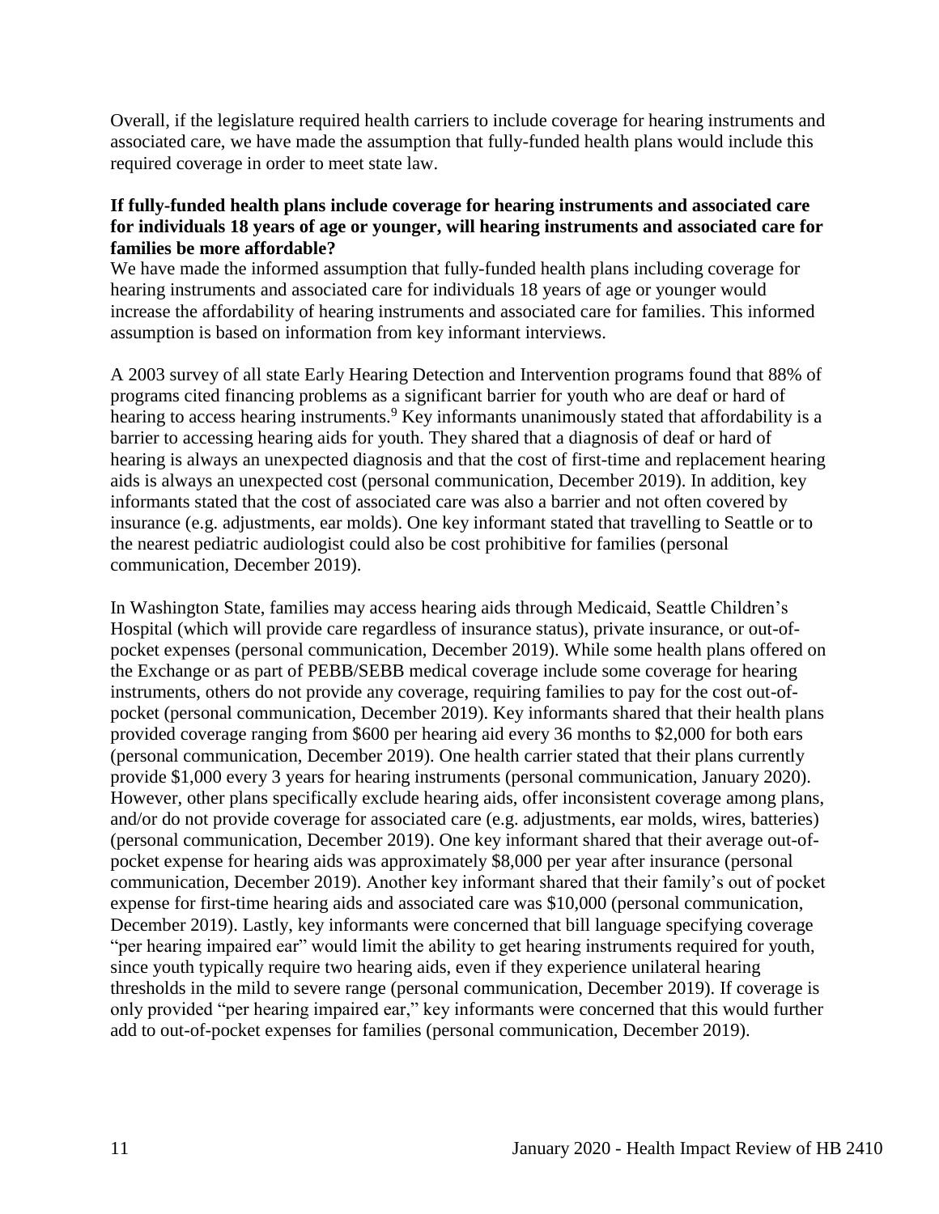Overall, if the legislature required health carriers to include coverage for hearing instruments and associated care, we have made the assumption that fully-funded health plans would include this required coverage in order to meet state law.

**If fully-funded health plans include coverage for hearing instruments and associated care for individuals 18 years of age or younger, will hearing instruments and associated care for families be more affordable?**

We have made the informed assumption that fully-funded health plans including coverage for hearing instruments and associated care for individuals 18 years of age or younger would increase the affordability of hearing instruments and associated care for families. This informed assumption is based on information from key informant interviews.

A 2003 survey of all state Early Hearing Detection and Intervention programs found that 88% of programs cited financing problems as a significant barrier for youth who are deaf or hard of hearing to access hearing instruments.[9] Key informants unanimously stated that affordability is a barrier to accessing hearing aids for youth. They shared that a diagnosis of deaf or hard of hearing is always an unexpected diagnosis and that the cost of first-time and replacement hearing aids is always an unexpected cost (personal communication, December 2019). In addition, key informants stated that the cost of associated care was also a barrier and not often covered by insurance (e.g. adjustments, ear molds). One key informant stated that travelling to Seattle or to the nearest pediatric audiologist could also be cost prohibitive for families (personal communication, December 2019).

In Washington State, families may access hearing aids through Medicaid, Seattle Children's Hospital (which will provide care regardless of insurance status), private insurance, or out-of-pocket expenses (personal communication, December 2019). While some health plans offered on the Exchange or as part of PEBB/SEBB medical coverage include some coverage for hearing instruments, others do not provide any coverage, requiring families to pay for the cost out-of-pocket (personal communication, December 2019). Key informants shared that their health plans provided coverage ranging from $600 per hearing aid every 36 months to $2,000 for both ears (personal communication, December 2019). One health carrier stated that their plans currently provide $1,000 every 3 years for hearing instruments (personal communication, January 2020). However, other plans specifically exclude hearing aids, offer inconsistent coverage among plans, and/or do not provide coverage for associated care (e.g. adjustments, ear molds, wires, batteries) (personal communication, December 2019). One key informant shared that their average out-of-pocket expense for hearing aids was approximately $8,000 per year after insurance (personal communication, December 2019). Another key informant shared that their family's out of pocket expense for first-time hearing aids and associated care was $10,000 (personal communication, December 2019). Lastly, key informants were concerned that bill language specifying coverage "per hearing impaired ear" would limit the ability to get hearing instruments required for youth, since youth typically require two hearing aids, even if they experience unilateral hearing thresholds in the mild to severe range (personal communication, December 2019). If coverage is only provided "per hearing impaired ear," key informants were concerned that this would further add to out-of-pocket expenses for families (personal communication, December 2019).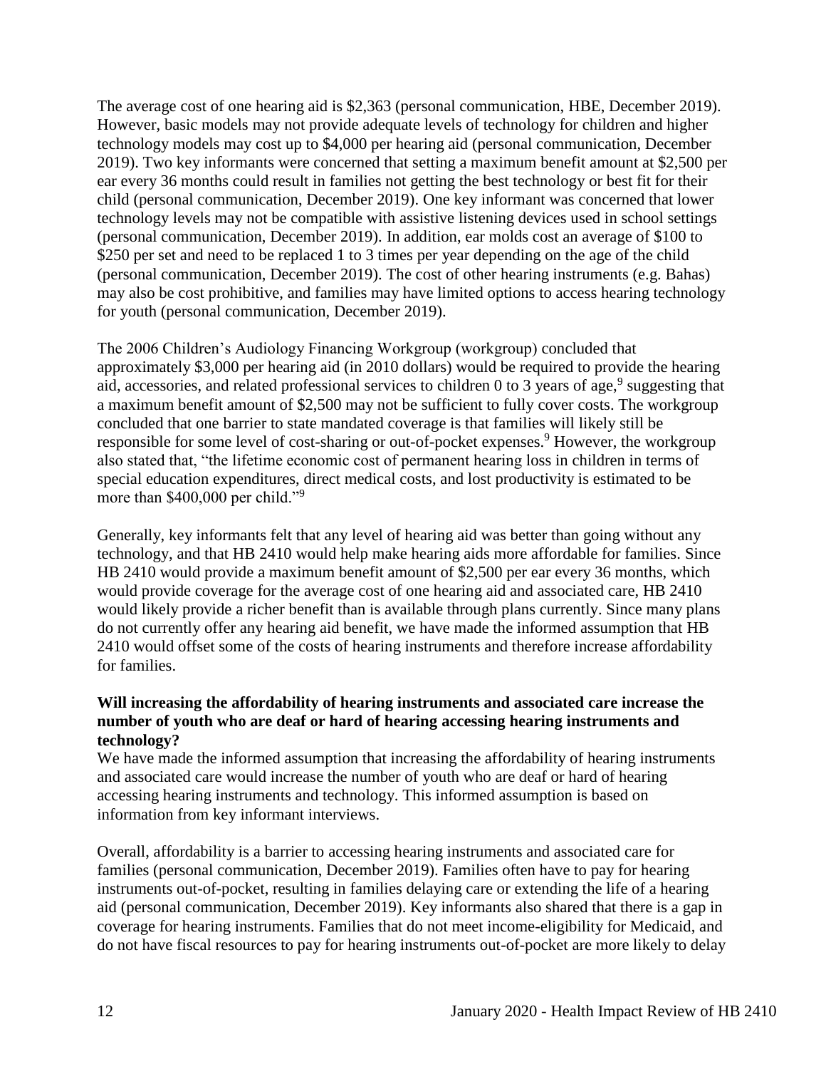The average cost of one hearing aid is $2,363 (personal communication, HBE, December 2019). However, basic models may not provide adequate levels of technology for children and higher technology models may cost up to $4,000 per hearing aid (personal communication, December 2019). Two key informants were concerned that setting a maximum benefit amount at $2,500 per ear every 36 months could result in families not getting the best technology or best fit for their child (personal communication, December 2019). One key informant was concerned that lower technology levels may not be compatible with assistive listening devices used in school settings (personal communication, December 2019). In addition, ear molds cost an average of $100 to $250 per set and need to be replaced 1 to 3 times per year depending on the age of the child (personal communication, December 2019). The cost of other hearing instruments (e.g. Bahas) may also be cost prohibitive, and families may have limited options to access hearing technology for youth (personal communication, December 2019).

The 2006 Children's Audiology Financing Workgroup (workgroup) concluded that approximately $3,000 per hearing aid (in 2010 dollars) would be required to provide the hearing aid, accessories, and related professional services to children 0 to 3 years of age,[9] suggesting that a maximum benefit amount of $2,500 may not be sufficient to fully cover costs. The workgroup concluded that one barrier to state mandated coverage is that families will likely still be responsible for some level of cost-sharing or out-of-pocket expenses.[9] However, the workgroup also stated that, "the lifetime economic cost of permanent hearing loss in children in terms of special education expenditures, direct medical costs, and lost productivity is estimated to be more than $400,000 per child."[9]

Generally, key informants felt that any level of hearing aid was better than going without any technology, and that HB 2410 would help make hearing aids more affordable for families. Since HB 2410 would provide a maximum benefit amount of $2,500 per ear every 36 months, which would provide coverage for the average cost of one hearing aid and associated care, HB 2410 would likely provide a richer benefit than is available through plans currently. Since many plans do not currently offer any hearing aid benefit, we have made the informed assumption that HB 2410 would offset some of the costs of hearing instruments and therefore increase affordability for families.

**Will increasing the affordability of hearing instruments and associated care increase the number of youth who are deaf or hard of hearing accessing hearing instruments and technology?**

We have made the informed assumption that increasing the affordability of hearing instruments and associated care would increase the number of youth who are deaf or hard of hearing accessing hearing instruments and technology. This informed assumption is based on information from key informant interviews.

Overall, affordability is a barrier to accessing hearing instruments and associated care for families (personal communication, December 2019). Families often have to pay for hearing instruments out-of-pocket, resulting in families delaying care or extending the life of a hearing aid (personal communication, December 2019). Key informants also shared that there is a gap in coverage for hearing instruments. Families that do not meet income-eligibility for Medicaid, and do not have fiscal resources to pay for hearing instruments out-of-pocket are more likely to delay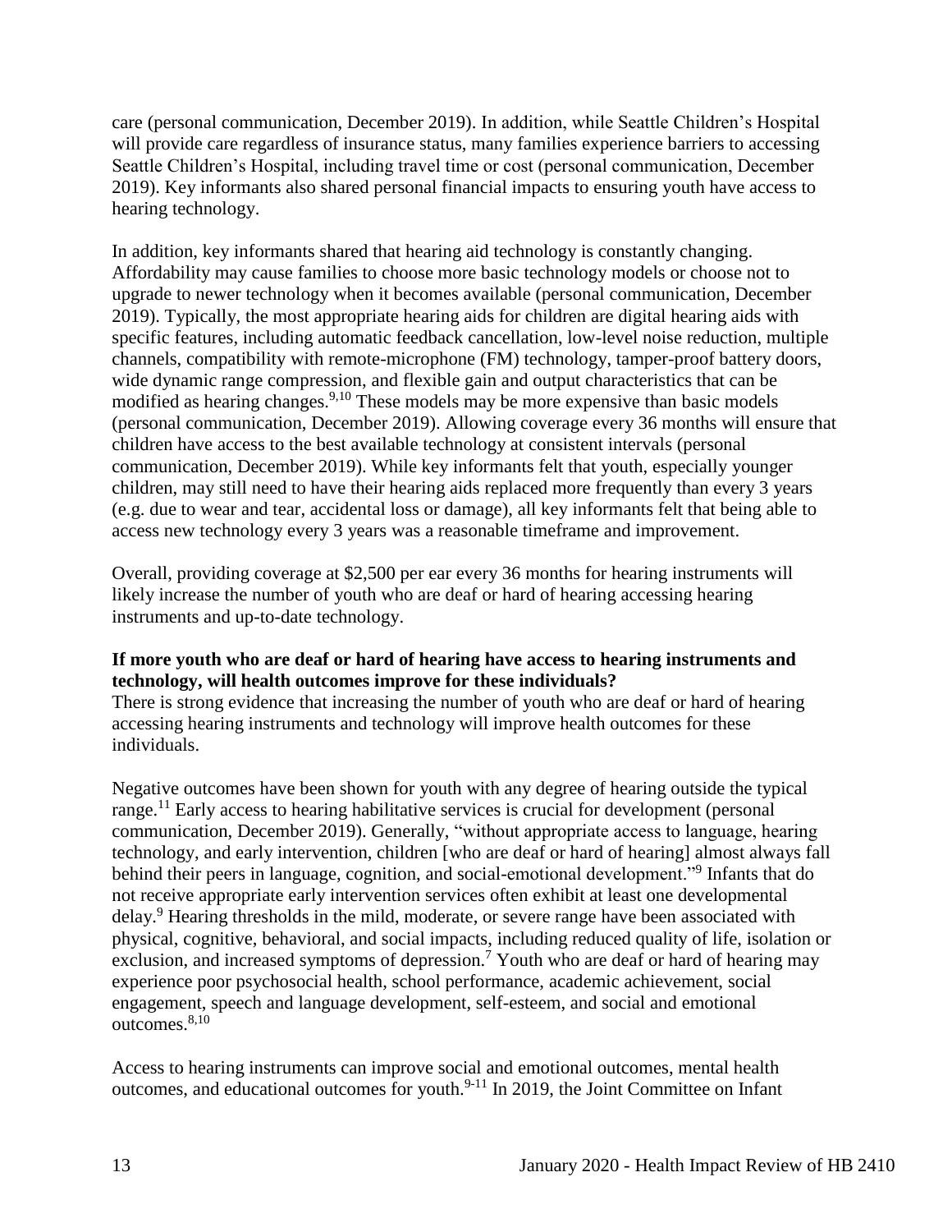care (personal communication, December 2019). In addition, while Seattle Children's Hospital will provide care regardless of insurance status, many families experience barriers to accessing Seattle Children's Hospital, including travel time or cost (personal communication, December 2019). Key informants also shared personal financial impacts to ensuring youth have access to hearing technology.

In addition, key informants shared that hearing aid technology is constantly changing. Affordability may cause families to choose more basic technology models or choose not to upgrade to newer technology when it becomes available (personal communication, December 2019). Typically, the most appropriate hearing aids for children are digital hearing aids with specific features, including automatic feedback cancellation, low-level noise reduction, multiple channels, compatibility with remote-microphone (FM) technology, tamper-proof battery doors, wide dynamic range compression, and flexible gain and output characteristics that can be modified as hearing changes.[9,10] These models may be more expensive than basic models (personal communication, December 2019). Allowing coverage every 36 months will ensure that children have access to the best available technology at consistent intervals (personal communication, December 2019). While key informants felt that youth, especially younger children, may still need to have their hearing aids replaced more frequently than every 3 years (e.g. due to wear and tear, accidental loss or damage), all key informants felt that being able to access new technology every 3 years was a reasonable timeframe and improvement.

Overall, providing coverage at $2,500 per ear every 36 months for hearing instruments will likely increase the number of youth who are deaf or hard of hearing accessing hearing instruments and up-to-date technology.

**If more youth who are deaf or hard of hearing have access to hearing instruments and technology, will health outcomes improve for these individuals?**

There is strong evidence that increasing the number of youth who are deaf or hard of hearing accessing hearing instruments and technology will improve health outcomes for these individuals.

Negative outcomes have been shown for youth with any degree of hearing outside the typical range.[11] Early access to hearing habilitative services is crucial for development (personal communication, December 2019). Generally, "without appropriate access to language, hearing technology, and early intervention, children [who are deaf or hard of hearing] almost always fall behind their peers in language, cognition, and social-emotional development."[9] Infants that do not receive appropriate early intervention services often exhibit at least one developmental delay.[9] Hearing thresholds in the mild, moderate, or severe range have been associated with physical, cognitive, behavioral, and social impacts, including reduced quality of life, isolation or exclusion, and increased symptoms of depression.[7] Youth who are deaf or hard of hearing may experience poor psychosocial health, school performance, academic achievement, social engagement, speech and language development, self-esteem, and social and emotional outcomes.[8,10]

Access to hearing instruments can improve social and emotional outcomes, mental health outcomes, and educational outcomes for youth.[9-11] In 2019, the Joint Committee on Infant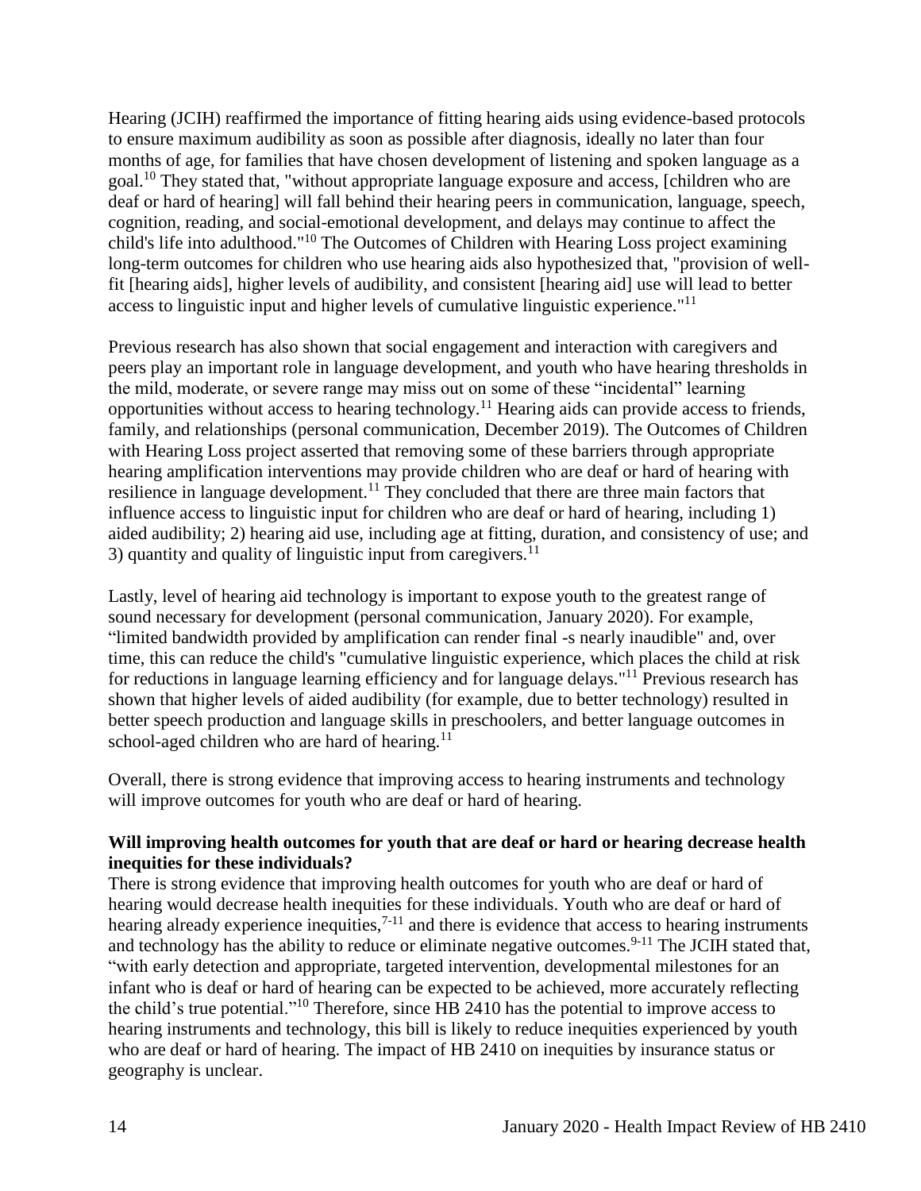Hearing (JCIH) reaffirmed the importance of fitting hearing aids using evidence-based protocols to ensure maximum audibility as soon as possible after diagnosis, ideally no later than four months of age, for families that have chosen development of listening and spoken language as a goal.[10] They stated that, "without appropriate language exposure and access, [children who are deaf or hard of hearing] will fall behind their hearing peers in communication, language, speech, cognition, reading, and social-emotional development, and delays may continue to affect the child's life into adulthood."[10] The Outcomes of Children with Hearing Loss project examining long-term outcomes for children who use hearing aids also hypothesized that, "provision of well-fit [hearing aids], higher levels of audibility, and consistent [hearing aid] use will lead to better access to linguistic input and higher levels of cumulative linguistic experience."[11]

Previous research has also shown that social engagement and interaction with caregivers and peers play an important role in language development, and youth who have hearing thresholds in the mild, moderate, or severe range may miss out on some of these "incidental" learning opportunities without access to hearing technology.[11] Hearing aids can provide access to friends, family, and relationships (personal communication, December 2019). The Outcomes of Children with Hearing Loss project asserted that removing some of these barriers through appropriate hearing amplification interventions may provide children who are deaf or hard of hearing with resilience in language development.[11] They concluded that there are three main factors that influence access to linguistic input for children who are deaf or hard of hearing, including 1) aided audibility; 2) hearing aid use, including age at fitting, duration, and consistency of use; and 3) quantity and quality of linguistic input from caregivers.[11]

Lastly, level of hearing aid technology is important to expose youth to the greatest range of sound necessary for development (personal communication, January 2020). For example, "limited bandwidth provided by amplification can render final -s nearly inaudible" and, over time, this can reduce the child's "cumulative linguistic experience, which places the child at risk for reductions in language learning efficiency and for language delays."[11] Previous research has shown that higher levels of aided audibility (for example, due to better technology) resulted in better speech production and language skills in preschoolers, and better language outcomes in school-aged children who are hard of hearing.[11]

Overall, there is strong evidence that improving access to hearing instruments and technology will improve outcomes for youth who are deaf or hard of hearing.

**Will improving health outcomes for youth that are deaf or hard or hearing decrease health inequities for these individuals?**

There is strong evidence that improving health outcomes for youth who are deaf or hard of hearing would decrease health inequities for these individuals. Youth who are deaf or hard of hearing already experience inequities,[7-11] and there is evidence that access to hearing instruments and technology has the ability to reduce or eliminate negative outcomes.[9-11] The JCIH stated that, "with early detection and appropriate, targeted intervention, developmental milestones for an infant who is deaf or hard of hearing can be expected to be achieved, more accurately reflecting the child's true potential."[10] Therefore, since HB 2410 has the potential to improve access to hearing instruments and technology, this bill is likely to reduce inequities experienced by youth who are deaf or hard of hearing. The impact of HB 2410 on inequities by insurance status or geography is unclear.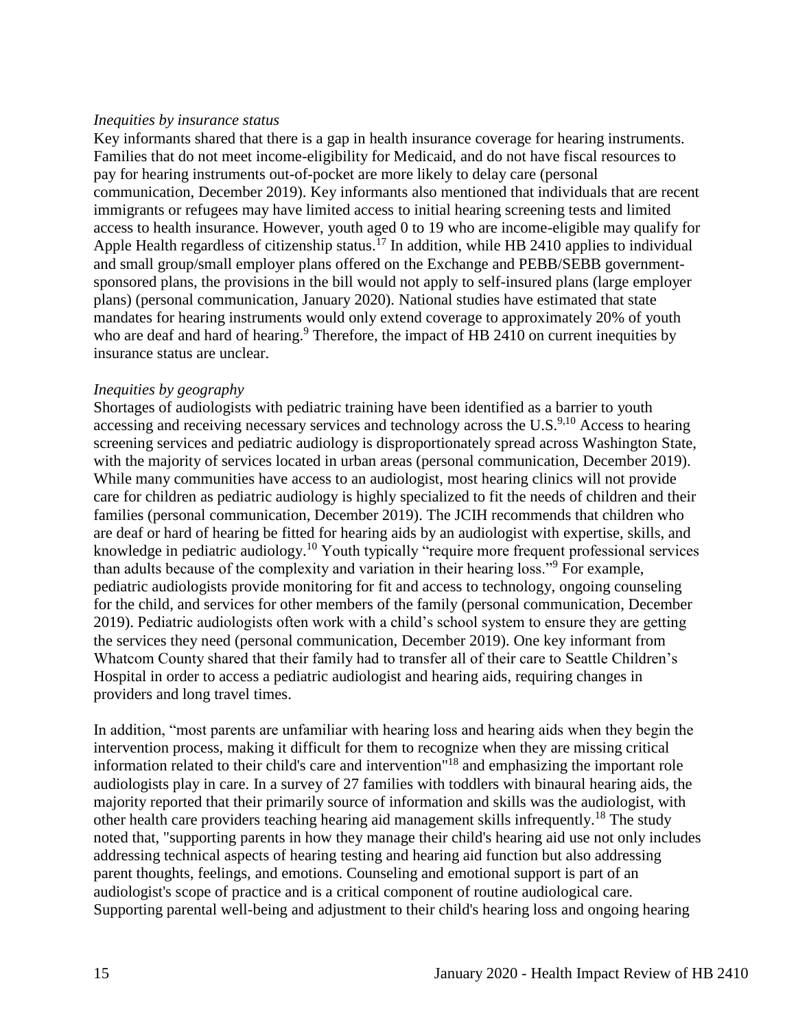*Inequities by insurance status*

Key informants shared that there is a gap in health insurance coverage for hearing instruments. Families that do not meet income-eligibility for Medicaid, and do not have fiscal resources to pay for hearing instruments out-of-pocket are more likely to delay care (personal communication, December 2019). Key informants also mentioned that individuals that are recent immigrants or refugees may have limited access to initial hearing screening tests and limited access to health insurance. However, youth aged 0 to 19 who are income-eligible may qualify for Apple Health regardless of citizenship status.[17] In addition, while HB 2410 applies to individual and small group/small employer plans offered on the Exchange and PEBB/SEBB government-sponsored plans, the provisions in the bill would not apply to self-insured plans (large employer plans) (personal communication, January 2020). National studies have estimated that state mandates for hearing instruments would only extend coverage to approximately 20% of youth who are deaf and hard of hearing.[9] Therefore, the impact of HB 2410 on current inequities by insurance status are unclear.

*Inequities by geography*

Shortages of audiologists with pediatric training have been identified as a barrier to youth accessing and receiving necessary services and technology across the U.S.[9,10] Access to hearing screening services and pediatric audiology is disproportionately spread across Washington State, with the majority of services located in urban areas (personal communication, December 2019). While many communities have access to an audiologist, most hearing clinics will not provide care for children as pediatric audiology is highly specialized to fit the needs of children and their families (personal communication, December 2019). The JCIH recommends that children who are deaf or hard of hearing be fitted for hearing aids by an audiologist with expertise, skills, and knowledge in pediatric audiology.[10] Youth typically "require more frequent professional services than adults because of the complexity and variation in their hearing loss."[9] For example, pediatric audiologists provide monitoring for fit and access to technology, ongoing counseling for the child, and services for other members of the family (personal communication, December 2019). Pediatric audiologists often work with a child's school system to ensure they are getting the services they need (personal communication, December 2019). One key informant from Whatcom County shared that their family had to transfer all of their care to Seattle Children's Hospital in order to access a pediatric audiologist and hearing aids, requiring changes in providers and long travel times.

In addition, "most parents are unfamiliar with hearing loss and hearing aids when they begin the intervention process, making it difficult for them to recognize when they are missing critical information related to their child's care and intervention"[18] and emphasizing the important role audiologists play in care. In a survey of 27 families with toddlers with binaural hearing aids, the majority reported that their primarily source of information and skills was the audiologist, with other health care providers teaching hearing aid management skills infrequently.[18] The study noted that, "supporting parents in how they manage their child's hearing aid use not only includes addressing technical aspects of hearing testing and hearing aid function but also addressing parent thoughts, feelings, and emotions. Counseling and emotional support is part of an audiologist's scope of practice and is a critical component of routine audiological care. Supporting parental well-being and adjustment to their child's hearing loss and ongoing hearing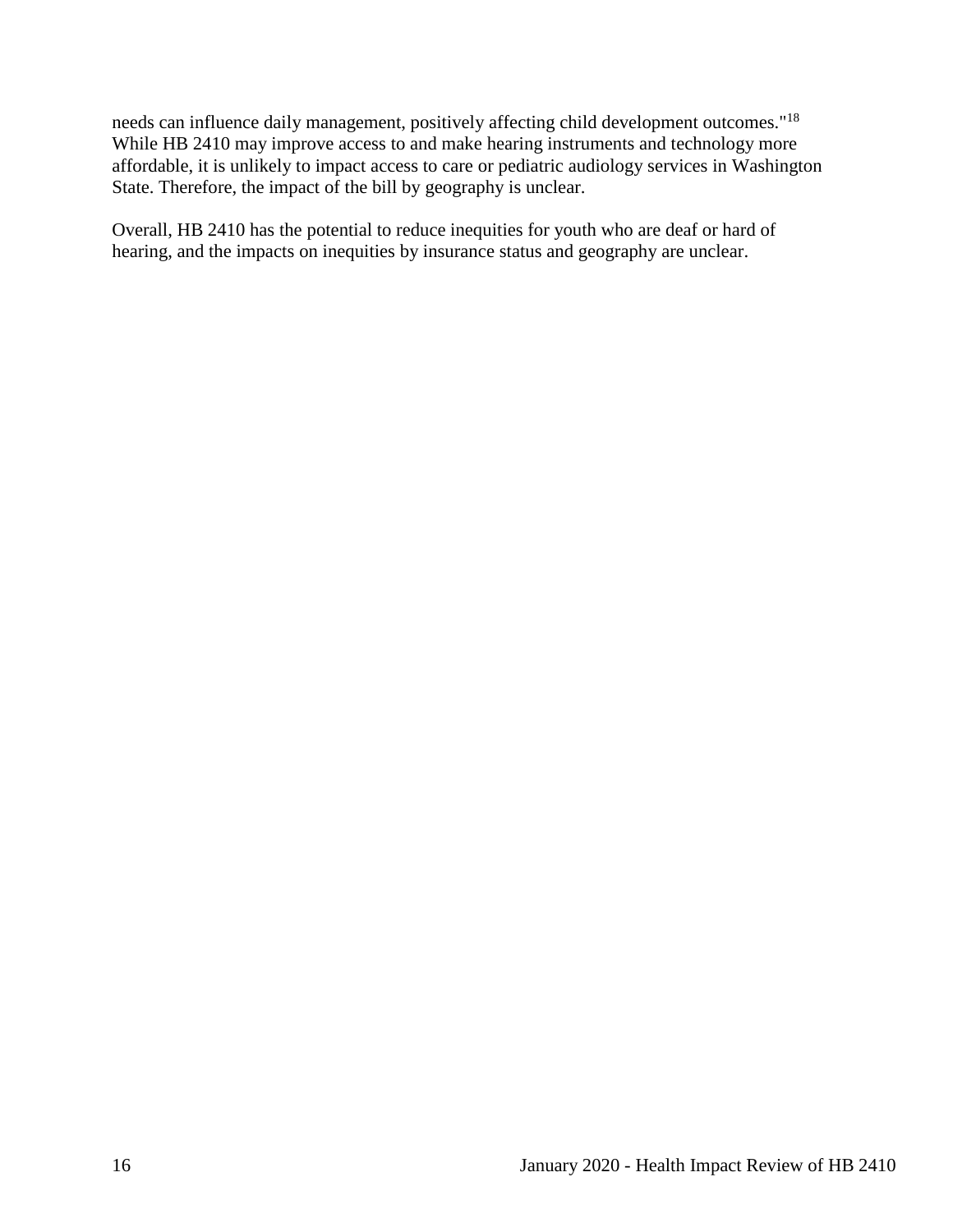needs can influence daily management, positively affecting child development outcomes."[18] While HB 2410 may improve access to and make hearing instruments and technology more affordable, it is unlikely to impact access to care or pediatric audiology services in Washington State. Therefore, the impact of the bill by geography is unclear.

Overall, HB 2410 has the potential to reduce inequities for youth who are deaf or hard of hearing, and the impacts on inequities by insurance status and geography are unclear.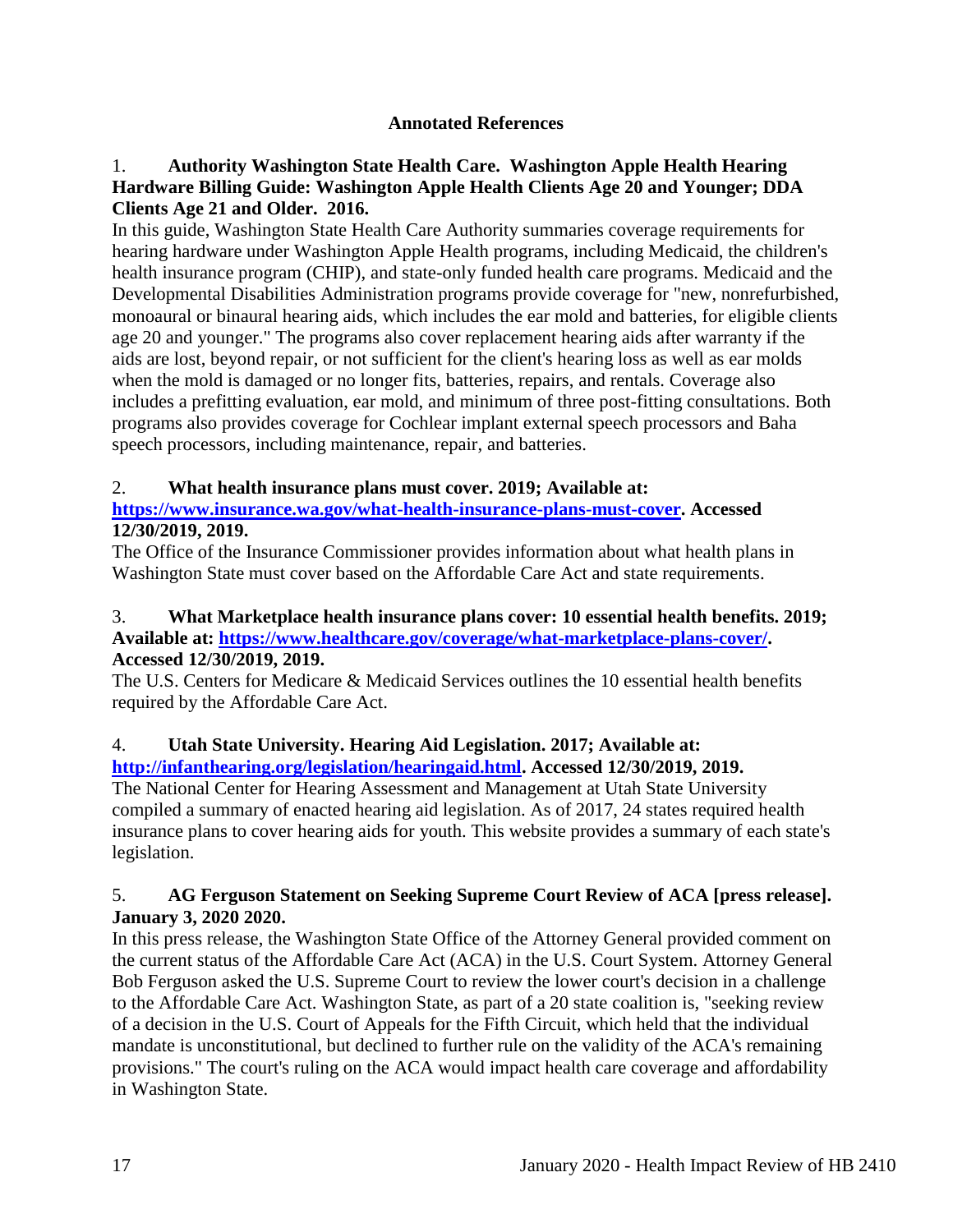## Annotated References

1. **Authority Washington State Health Care. Washington Apple Health Hearing Hardware Billing Guide: Washington Apple Health Clients Age 20 and Younger; DDA Clients Age 21 and Older. 2016.**

In this guide, Washington State Health Care Authority summaries coverage requirements for hearing hardware under Washington Apple Health programs, including Medicaid, the children's health insurance program (CHIP), and state-only funded health care programs. Medicaid and the Developmental Disabilities Administration programs provide coverage for "new, nonrefurbished, monoaural or binaural hearing aids, which includes the ear mold and batteries, for eligible clients age 20 and younger." The programs also cover replacement hearing aids after warranty if the aids are lost, beyond repair, or not sufficient for the client's hearing loss as well as ear molds when the mold is damaged or no longer fits, batteries, repairs, and rentals. Coverage also includes a prefitting evaluation, ear mold, and minimum of three post-fitting consultations. Both programs also provides coverage for Cochlear implant external speech processors and Baha speech processors, including maintenance, repair, and batteries.

2. **What health insurance plans must cover. 2019; Available at: [https://www.insurance.wa.gov/what-health-insurance-plans-must-cover](https://www.insurance.wa.gov/what-health-insurance-plans-must-cover). Accessed 12/30/2019, 2019.**

The Office of the Insurance Commissioner provides information about what health plans in Washington State must cover based on the Affordable Care Act and state requirements.

3. **What Marketplace health insurance plans cover: 10 essential health benefits. 2019; Available at: [https://www.healthcare.gov/coverage/what-marketplace-plans-cover/](https://www.healthcare.gov/coverage/what-marketplace-plans-cover/). Accessed 12/30/2019, 2019.**

The U.S. Centers for Medicare & Medicaid Services outlines the 10 essential health benefits required by the Affordable Care Act.

4. **Utah State University. Hearing Aid Legislation. 2017; Available at: [http://infanthearing.org/legislation/hearingaid.html](http://infanthearing.org/legislation/hearingaid.html). Accessed 12/30/2019, 2019.**

The National Center for Hearing Assessment and Management at Utah State University compiled a summary of enacted hearing aid legislation. As of 2017, 24 states required health insurance plans to cover hearing aids for youth. This website provides a summary of each state's legislation.

5. **AG Ferguson Statement on Seeking Supreme Court Review of ACA [press release]. January 3, 2020 2020.**

In this press release, the Washington State Office of the Attorney General provided comment on the current status of the Affordable Care Act (ACA) in the U.S. Court System. Attorney General Bob Ferguson asked the U.S. Supreme Court to review the lower court's decision in a challenge to the Affordable Care Act. Washington State, as part of a 20 state coalition is, "seeking review of a decision in the U.S. Court of Appeals for the Fifth Circuit, which held that the individual mandate is unconstitutional, but declined to further rule on the validity of the ACA's remaining provisions." The court's ruling on the ACA would impact health care coverage and affordability in Washington State.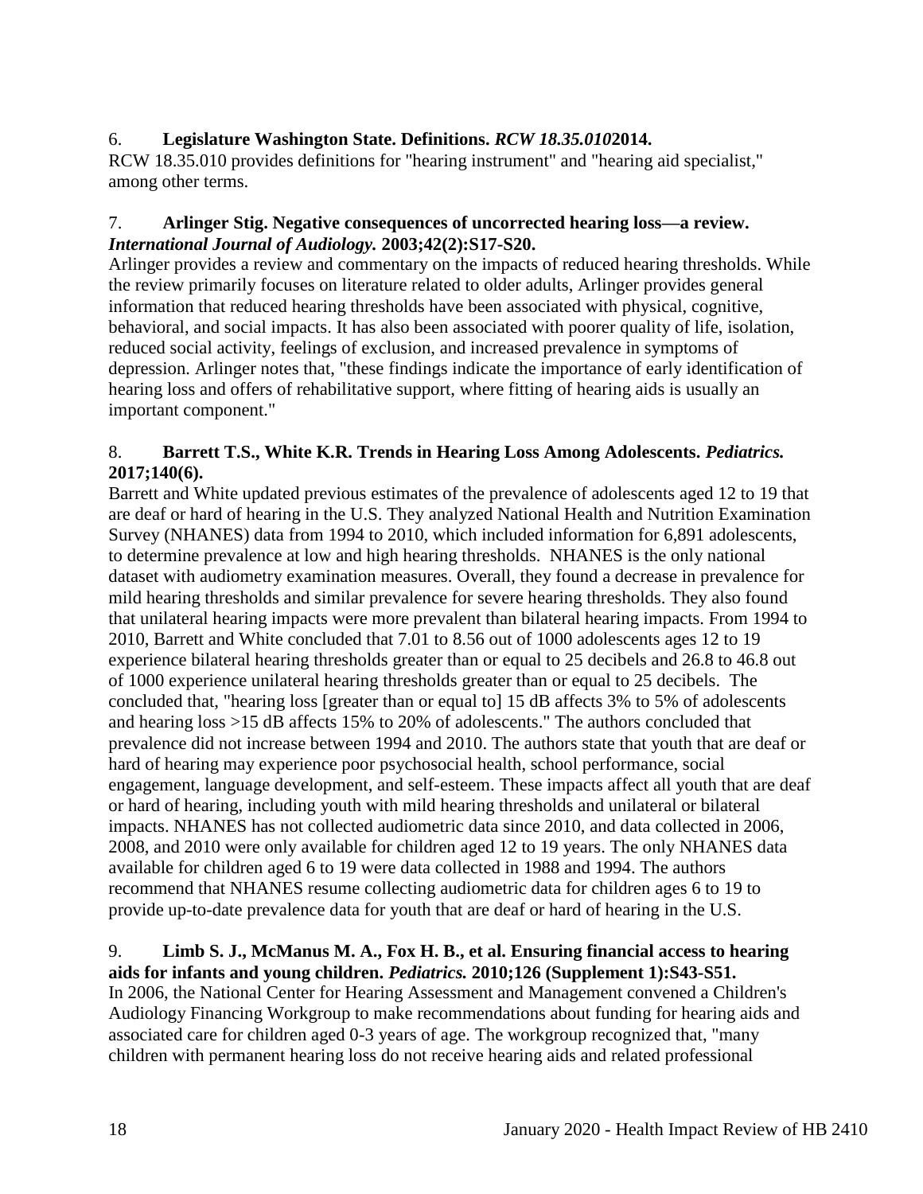6. **Legislature Washington State. Definitions.** ***RCW 18.35.010*** **2014.**
RCW 18.35.010 provides definitions for "hearing instrument" and "hearing aid specialist," among other terms.

7. **Arlinger Stig. Negative consequences of uncorrected hearing loss—a review.** ***International Journal of Audiology.*** **2003;42(2):S17-S20.**
Arlinger provides a review and commentary on the impacts of reduced hearing thresholds. While the review primarily focuses on literature related to older adults, Arlinger provides general information that reduced hearing thresholds have been associated with physical, cognitive, behavioral, and social impacts. It has also been associated with poorer quality of life, isolation, reduced social activity, feelings of exclusion, and increased prevalence in symptoms of depression. Arlinger notes that, "these findings indicate the importance of early identification of hearing loss and offers of rehabilitative support, where fitting of hearing aids is usually an important component."

8. **Barrett T.S., White K.R. Trends in Hearing Loss Among Adolescents.** ***Pediatrics.*** **2017;140(6).**
Barrett and White updated previous estimates of the prevalence of adolescents aged 12 to 19 that are deaf or hard of hearing in the U.S. They analyzed National Health and Nutrition Examination Survey (NHANES) data from 1994 to 2010, which included information for 6,891 adolescents, to determine prevalence at low and high hearing thresholds. NHANES is the only national dataset with audiometry examination measures. Overall, they found a decrease in prevalence for mild hearing thresholds and similar prevalence for severe hearing thresholds. They also found that unilateral hearing impacts were more prevalent than bilateral hearing impacts. From 1994 to 2010, Barrett and White concluded that 7.01 to 8.56 out of 1000 adolescents ages 12 to 19 experience bilateral hearing thresholds greater than or equal to 25 decibels and 26.8 to 46.8 out of 1000 experience unilateral hearing thresholds greater than or equal to 25 decibels. The concluded that, "hearing loss [greater than or equal to] 15 dB affects 3% to 5% of adolescents and hearing loss >15 dB affects 15% to 20% of adolescents." The authors concluded that prevalence did not increase between 1994 and 2010. The authors state that youth that are deaf or hard of hearing may experience poor psychosocial health, school performance, social engagement, language development, and self-esteem. These impacts affect all youth that are deaf or hard of hearing, including youth with mild hearing thresholds and unilateral or bilateral impacts. NHANES has not collected audiometric data since 2010, and data collected in 2006, 2008, and 2010 were only available for children aged 12 to 19 years. The only NHANES data available for children aged 6 to 19 were data collected in 1988 and 1994. The authors recommend that NHANES resume collecting audiometric data for children ages 6 to 19 to provide up-to-date prevalence data for youth that are deaf or hard of hearing in the U.S.

9. **Limb S. J., McManus M. A., Fox H. B., et al. Ensuring financial access to hearing aids for infants and young children.** ***Pediatrics.*** **2010;126 (Supplement 1):S43-S51.**
In 2006, the National Center for Hearing Assessment and Management convened a Children's Audiology Financing Workgroup to make recommendations about funding for hearing aids and associated care for children aged 0-3 years of age. The workgroup recognized that, "many children with permanent hearing loss do not receive hearing aids and related professional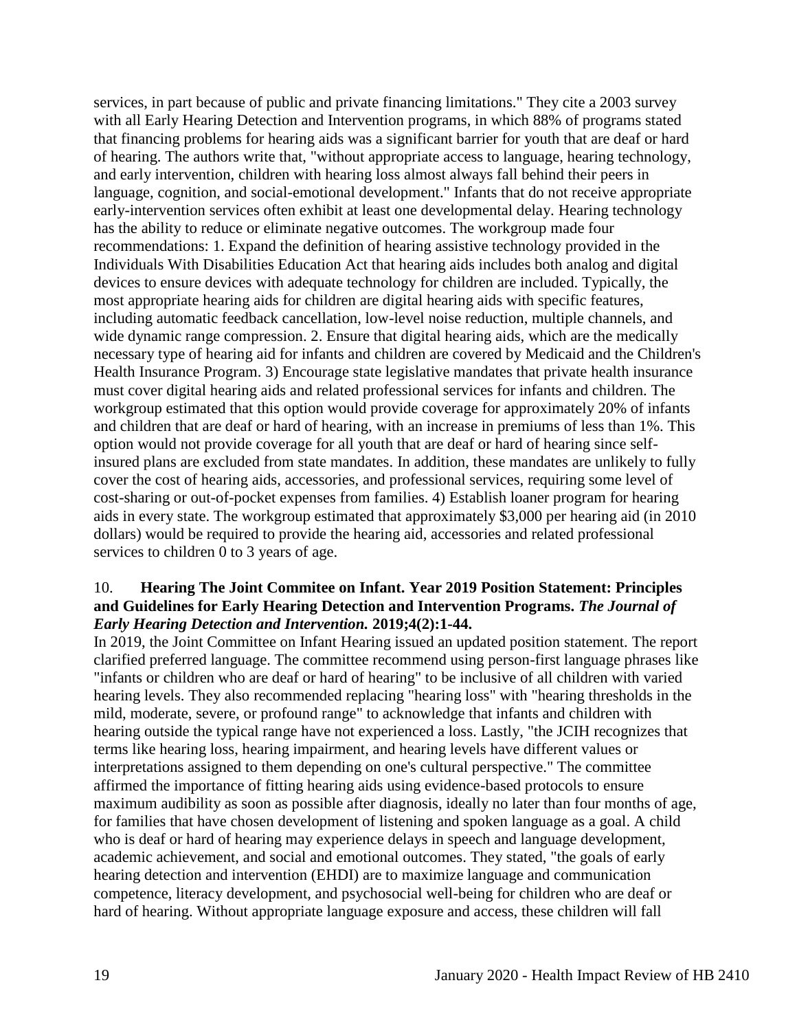services, in part because of public and private financing limitations." They cite a 2003 survey with all Early Hearing Detection and Intervention programs, in which 88% of programs stated that financing problems for hearing aids was a significant barrier for youth that are deaf or hard of hearing. The authors write that, "without appropriate access to language, hearing technology, and early intervention, children with hearing loss almost always fall behind their peers in language, cognition, and social-emotional development." Infants that do not receive appropriate early-intervention services often exhibit at least one developmental delay. Hearing technology has the ability to reduce or eliminate negative outcomes. The workgroup made four recommendations: 1. Expand the definition of hearing assistive technology provided in the Individuals With Disabilities Education Act that hearing aids includes both analog and digital devices to ensure devices with adequate technology for children are included. Typically, the most appropriate hearing aids for children are digital hearing aids with specific features, including automatic feedback cancellation, low-level noise reduction, multiple channels, and wide dynamic range compression. 2. Ensure that digital hearing aids, which are the medically necessary type of hearing aid for infants and children are covered by Medicaid and the Children's Health Insurance Program. 3) Encourage state legislative mandates that private health insurance must cover digital hearing aids and related professional services for infants and children. The workgroup estimated that this option would provide coverage for approximately 20% of infants and children that are deaf or hard of hearing, with an increase in premiums of less than 1%. This option would not provide coverage for all youth that are deaf or hard of hearing since self-insured plans are excluded from state mandates. In addition, these mandates are unlikely to fully cover the cost of hearing aids, accessories, and professional services, requiring some level of cost-sharing or out-of-pocket expenses from families. 4) Establish loaner program for hearing aids in every state. The workgroup estimated that approximately $3,000 per hearing aid (in 2010 dollars) would be required to provide the hearing aid, accessories and related professional services to children 0 to 3 years of age.

10. **Hearing The Joint Commitee on Infant. Year 2019 Position Statement: Principles and Guidelines for Early Hearing Detection and Intervention Programs.** ***The Journal of Early Hearing Detection and Intervention.*** **2019;4(2):1-44.**

In 2019, the Joint Committee on Infant Hearing issued an updated position statement. The report clarified preferred language. The committee recommend using person-first language phrases like "infants or children who are deaf or hard of hearing" to be inclusive of all children with varied hearing levels. They also recommended replacing "hearing loss" with "hearing thresholds in the mild, moderate, severe, or profound range" to acknowledge that infants and children with hearing outside the typical range have not experienced a loss. Lastly, "the JCIH recognizes that terms like hearing loss, hearing impairment, and hearing levels have different values or interpretations assigned to them depending on one's cultural perspective." The committee affirmed the importance of fitting hearing aids using evidence-based protocols to ensure maximum audibility as soon as possible after diagnosis, ideally no later than four months of age, for families that have chosen development of listening and spoken language as a goal. A child who is deaf or hard of hearing may experience delays in speech and language development, academic achievement, and social and emotional outcomes. They stated, "the goals of early hearing detection and intervention (EHDI) are to maximize language and communication competence, literacy development, and psychosocial well-being for children who are deaf or hard of hearing. Without appropriate language exposure and access, these children will fall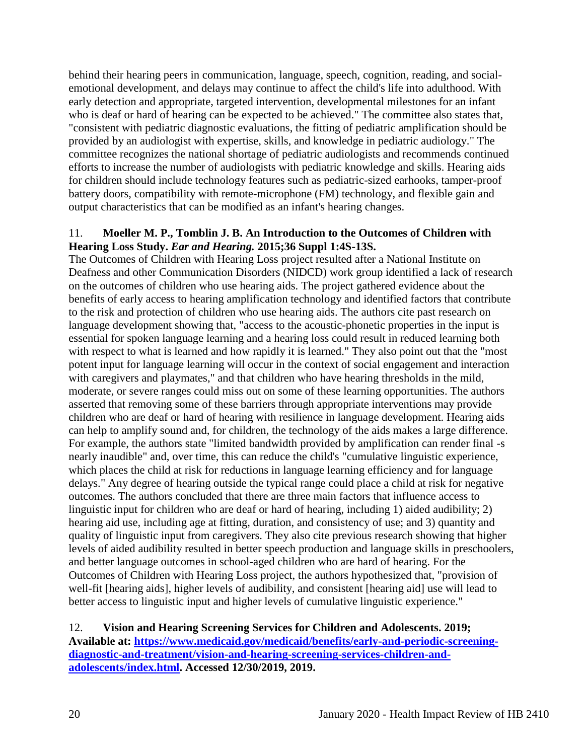behind their hearing peers in communication, language, speech, cognition, reading, and social-emotional development, and delays may continue to affect the child's life into adulthood. With early detection and appropriate, targeted intervention, developmental milestones for an infant who is deaf or hard of hearing can be expected to be achieved." The committee also states that, "consistent with pediatric diagnostic evaluations, the fitting of pediatric amplification should be provided by an audiologist with expertise, skills, and knowledge in pediatric audiology." The committee recognizes the national shortage of pediatric audiologists and recommends continued efforts to increase the number of audiologists with pediatric knowledge and skills. Hearing aids for children should include technology features such as pediatric-sized earhooks, tamper-proof battery doors, compatibility with remote-microphone (FM) technology, and flexible gain and output characteristics that can be modified as an infant's hearing changes.

11. **Moeller M. P., Tomblin J. B. An Introduction to the Outcomes of Children with Hearing Loss Study.** ***Ear and Hearing.*** **2015;36 Suppl 1:4S-13S.**

The Outcomes of Children with Hearing Loss project resulted after a National Institute on Deafness and other Communication Disorders (NIDCD) work group identified a lack of research on the outcomes of children who use hearing aids. The project gathered evidence about the benefits of early access to hearing amplification technology and identified factors that contribute to the risk and protection of children who use hearing aids. The authors cite past research on language development showing that, "access to the acoustic-phonetic properties in the input is essential for spoken language learning and a hearing loss could result in reduced learning both with respect to what is learned and how rapidly it is learned." They also point out that the "most potent input for language learning will occur in the context of social engagement and interaction with caregivers and playmates," and that children who have hearing thresholds in the mild, moderate, or severe ranges could miss out on some of these learning opportunities. The authors asserted that removing some of these barriers through appropriate interventions may provide children who are deaf or hard of hearing with resilience in language development. Hearing aids can help to amplify sound and, for children, the technology of the aids makes a large difference. For example, the authors state "limited bandwidth provided by amplification can render final -s nearly inaudible" and, over time, this can reduce the child's "cumulative linguistic experience, which places the child at risk for reductions in language learning efficiency and for language delays." Any degree of hearing outside the typical range could place a child at risk for negative outcomes. The authors concluded that there are three main factors that influence access to linguistic input for children who are deaf or hard of hearing, including 1) aided audibility; 2) hearing aid use, including age at fitting, duration, and consistency of use; and 3) quantity and quality of linguistic input from caregivers. They also cite previous research showing that higher levels of aided audibility resulted in better speech production and language skills in preschoolers, and better language outcomes in school-aged children who are hard of hearing. For the Outcomes of Children with Hearing Loss project, the authors hypothesized that, "provision of well-fit [hearing aids], higher levels of audibility, and consistent [hearing aid] use will lead to better access to linguistic input and higher levels of cumulative linguistic experience."

12. **Vision and Hearing Screening Services for Children and Adolescents. 2019; Available at: [https://www.medicaid.gov/medicaid/benefits/early-and-periodic-screening-diagnostic-and-treatment/vision-and-hearing-screening-services-children-and-adolescents/index.html](https://www.medicaid.gov/medicaid/benefits/early-and-periodic-screening-diagnostic-and-treatment/vision-and-hearing-screening-services-children-and-adolescents/index.html). Accessed 12/30/2019, 2019.**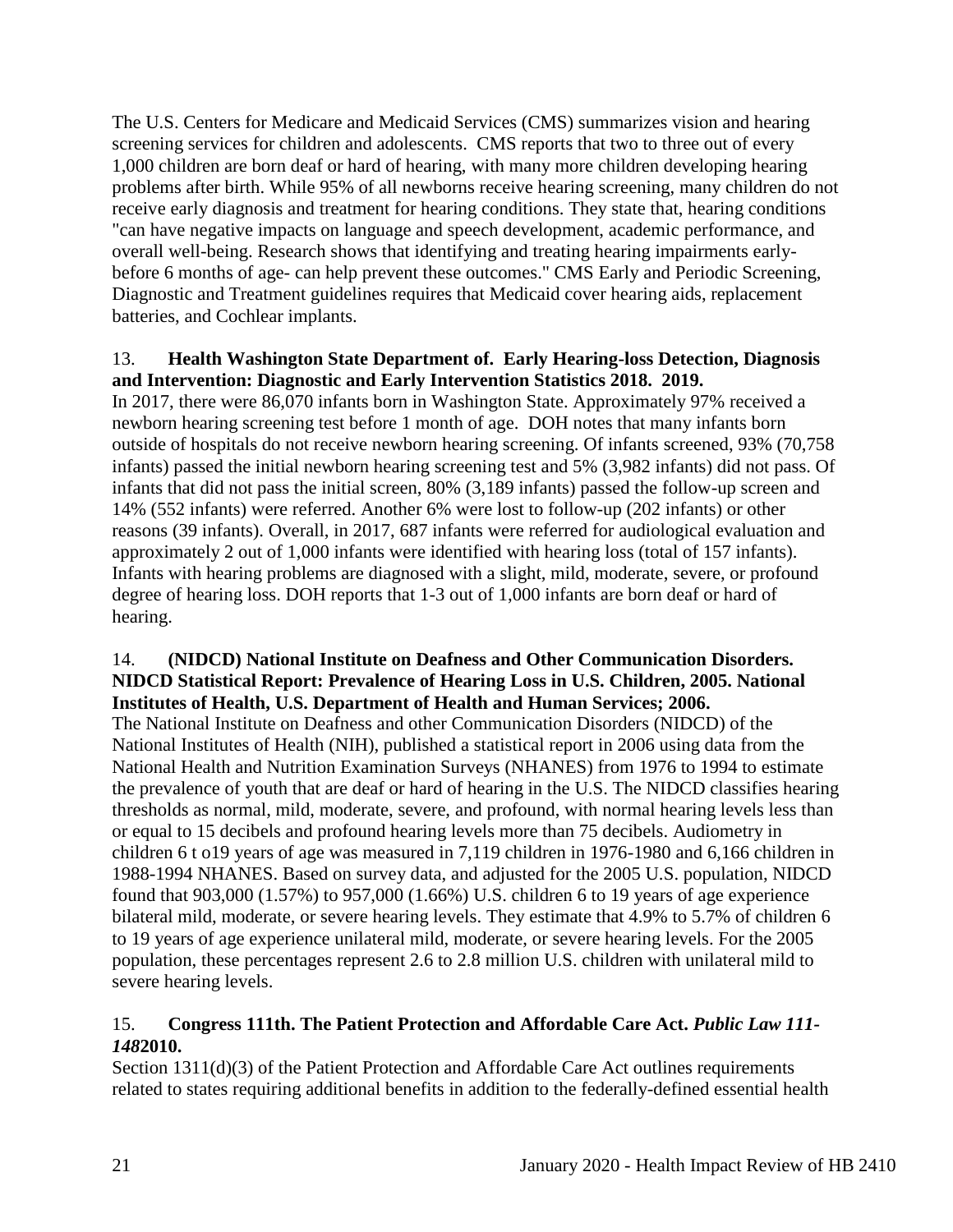The U.S. Centers for Medicare and Medicaid Services (CMS) summarizes vision and hearing screening services for children and adolescents. CMS reports that two to three out of every 1,000 children are born deaf or hard of hearing, with many more children developing hearing problems after birth. While 95% of all newborns receive hearing screening, many children do not receive early diagnosis and treatment for hearing conditions. They state that, hearing conditions "can have negative impacts on language and speech development, academic performance, and overall well-being. Research shows that identifying and treating hearing impairments early- before 6 months of age- can help prevent these outcomes." CMS Early and Periodic Screening, Diagnostic and Treatment guidelines requires that Medicaid cover hearing aids, replacement batteries, and Cochlear implants.

13. **Health Washington State Department of. Early Hearing-loss Detection, Diagnosis and Intervention: Diagnostic and Early Intervention Statistics 2018. 2019.**

In 2017, there were 86,070 infants born in Washington State. Approximately 97% received a newborn hearing screening test before 1 month of age. DOH notes that many infants born outside of hospitals do not receive newborn hearing screening. Of infants screened, 93% (70,758 infants) passed the initial newborn hearing screening test and 5% (3,982 infants) did not pass. Of infants that did not pass the initial screen, 80% (3,189 infants) passed the follow-up screen and 14% (552 infants) were referred. Another 6% were lost to follow-up (202 infants) or other reasons (39 infants). Overall, in 2017, 687 infants were referred for audiological evaluation and approximately 2 out of 1,000 infants were identified with hearing loss (total of 157 infants). Infants with hearing problems are diagnosed with a slight, mild, moderate, severe, or profound degree of hearing loss. DOH reports that 1-3 out of 1,000 infants are born deaf or hard of hearing.

14. **(NIDCD) National Institute on Deafness and Other Communication Disorders. NIDCD Statistical Report: Prevalence of Hearing Loss in U.S. Children, 2005. National Institutes of Health, U.S. Department of Health and Human Services; 2006.**

The National Institute on Deafness and other Communication Disorders (NIDCD) of the National Institutes of Health (NIH), published a statistical report in 2006 using data from the National Health and Nutrition Examination Surveys (NHANES) from 1976 to 1994 to estimate the prevalence of youth that are deaf or hard of hearing in the U.S. The NIDCD classifies hearing thresholds as normal, mild, moderate, severe, and profound, with normal hearing levels less than or equal to 15 decibels and profound hearing levels more than 75 decibels. Audiometry in children 6 t o19 years of age was measured in 7,119 children in 1976-1980 and 6,166 children in 1988-1994 NHANES. Based on survey data, and adjusted for the 2005 U.S. population, NIDCD found that 903,000 (1.57%) to 957,000 (1.66%) U.S. children 6 to 19 years of age experience bilateral mild, moderate, or severe hearing levels. They estimate that 4.9% to 5.7% of children 6 to 19 years of age experience unilateral mild, moderate, or severe hearing levels. For the 2005 population, these percentages represent 2.6 to 2.8 million U.S. children with unilateral mild to severe hearing levels.

15. **Congress 111th. The Patient Protection and Affordable Care Act. *Public Law 111-148*2010.**

Section 1311(d)(3) of the Patient Protection and Affordable Care Act outlines requirements related to states requiring additional benefits in addition to the federally-defined essential health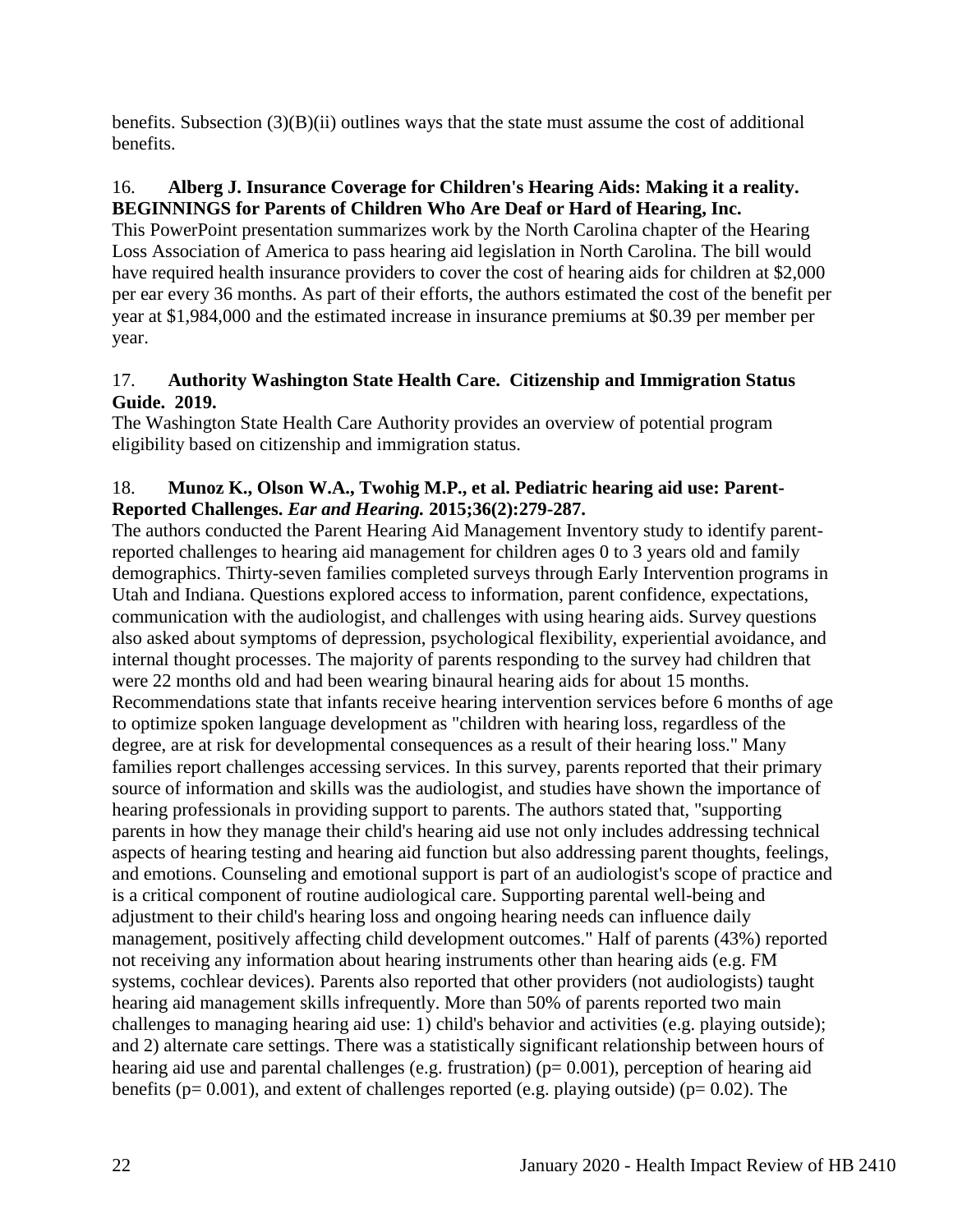benefits. Subsection (3)(B)(ii) outlines ways that the state must assume the cost of additional benefits.

16. **Alberg J. Insurance Coverage for Children's Hearing Aids: Making it a reality. BEGINNINGS for Parents of Children Who Are Deaf or Hard of Hearing, Inc.**
This PowerPoint presentation summarizes work by the North Carolina chapter of the Hearing Loss Association of America to pass hearing aid legislation in North Carolina. The bill would have required health insurance providers to cover the cost of hearing aids for children at $2,000 per ear every 36 months. As part of their efforts, the authors estimated the cost of the benefit per year at $1,984,000 and the estimated increase in insurance premiums at $0.39 per member per year.

17. **Authority Washington State Health Care. Citizenship and Immigration Status Guide. 2019.**
The Washington State Health Care Authority provides an overview of potential program eligibility based on citizenship and immigration status.

18. **Munoz K., Olson W.A., Twohig M.P., et al. Pediatric hearing aid use: Parent-Reported Challenges. *Ear and Hearing.* 2015;36(2):279-287.**
The authors conducted the Parent Hearing Aid Management Inventory study to identify parent-reported challenges to hearing aid management for children ages 0 to 3 years old and family demographics. Thirty-seven families completed surveys through Early Intervention programs in Utah and Indiana. Questions explored access to information, parent confidence, expectations, communication with the audiologist, and challenges with using hearing aids. Survey questions also asked about symptoms of depression, psychological flexibility, experiential avoidance, and internal thought processes. The majority of parents responding to the survey had children that were 22 months old and had been wearing binaural hearing aids for about 15 months. Recommendations state that infants receive hearing intervention services before 6 months of age to optimize spoken language development as "children with hearing loss, regardless of the degree, are at risk for developmental consequences as a result of their hearing loss." Many families report challenges accessing services. In this survey, parents reported that their primary source of information and skills was the audiologist, and studies have shown the importance of hearing professionals in providing support to parents. The authors stated that, "supporting parents in how they manage their child's hearing aid use not only includes addressing technical aspects of hearing testing and hearing aid function but also addressing parent thoughts, feelings, and emotions. Counseling and emotional support is part of an audiologist's scope of practice and is a critical component of routine audiological care. Supporting parental well-being and adjustment to their child's hearing loss and ongoing hearing needs can influence daily management, positively affecting child development outcomes." Half of parents (43%) reported not receiving any information about hearing instruments other than hearing aids (e.g. FM systems, cochlear devices). Parents also reported that other providers (not audiologists) taught hearing aid management skills infrequently. More than 50% of parents reported two main challenges to managing hearing aid use: 1) child's behavior and activities (e.g. playing outside); and 2) alternate care settings. There was a statistically significant relationship between hours of hearing aid use and parental challenges (e.g. frustration) ($p = 0.001$), perception of hearing aid benefits ($p = 0.001$), and extent of challenges reported (e.g. playing outside) ($p = 0.02$). The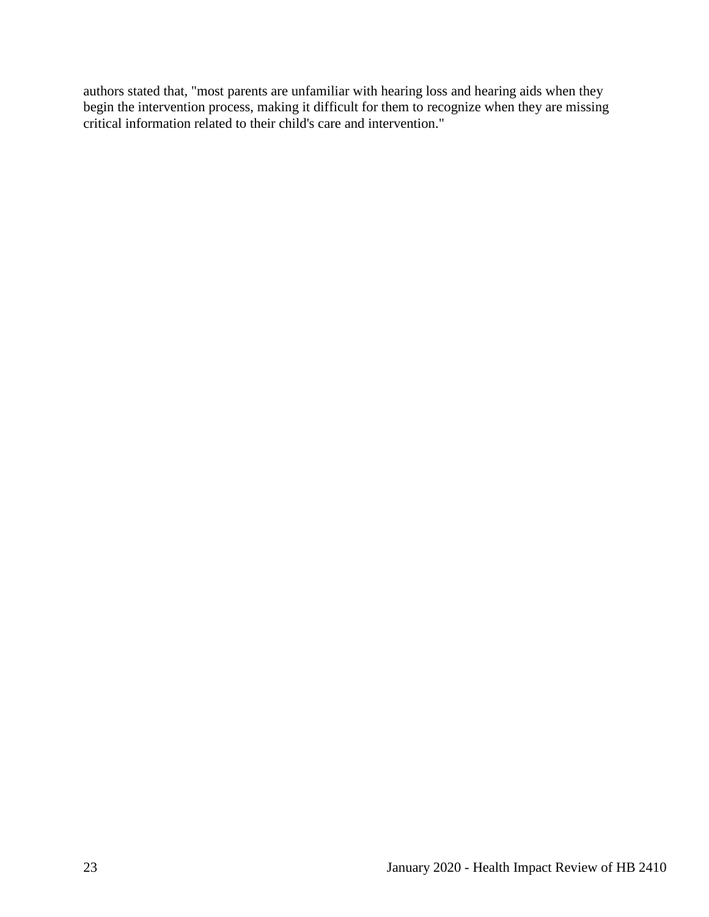authors stated that, "most parents are unfamiliar with hearing loss and hearing aids when they begin the intervention process, making it difficult for them to recognize when they are missing critical information related to their child's care and intervention."